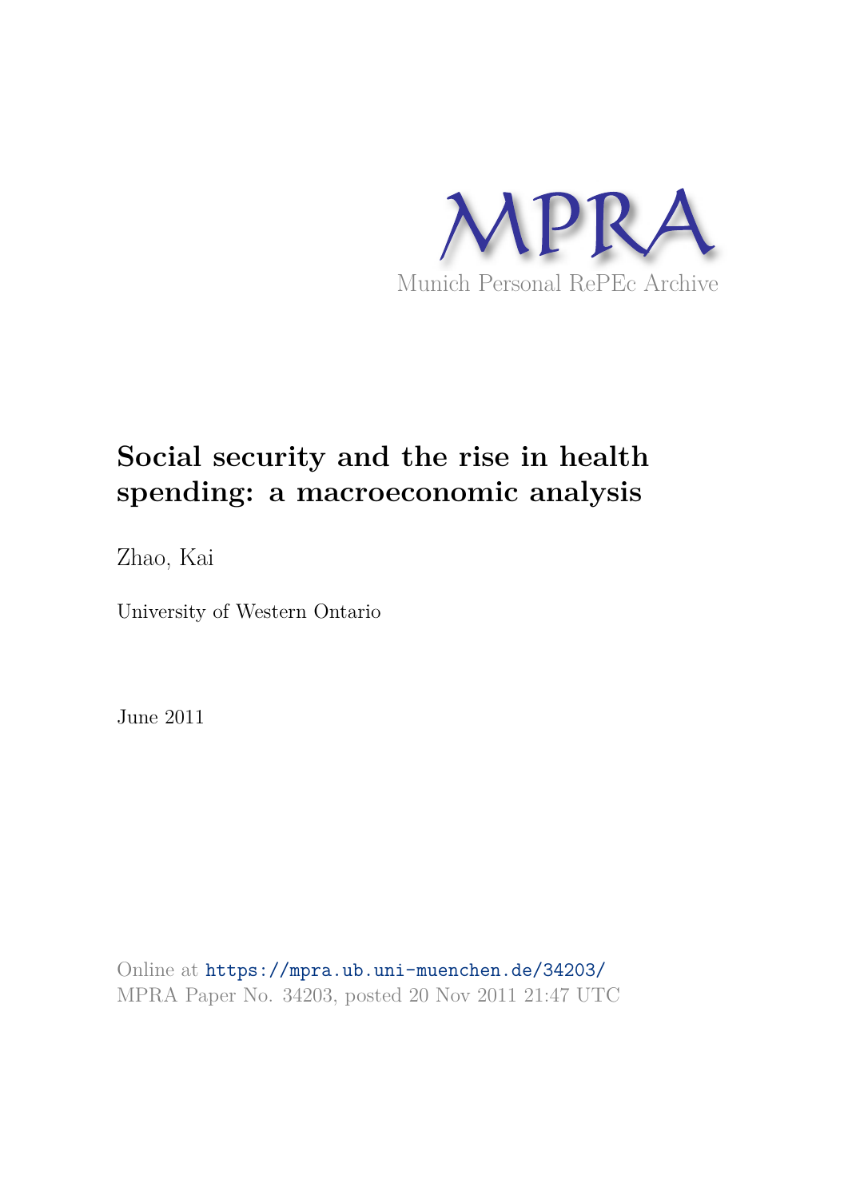MPRA

Munich Personal RePEc Archive

# Social security and the rise in health spending: a macroeconomic analysis

Zhao, Kai

University of Western Ontario

June 2011

Online at https://mpra.ub.uni-muenchen.de/34203/
MPRA Paper No. 34203, posted 20 Nov 2011 21:47 UTC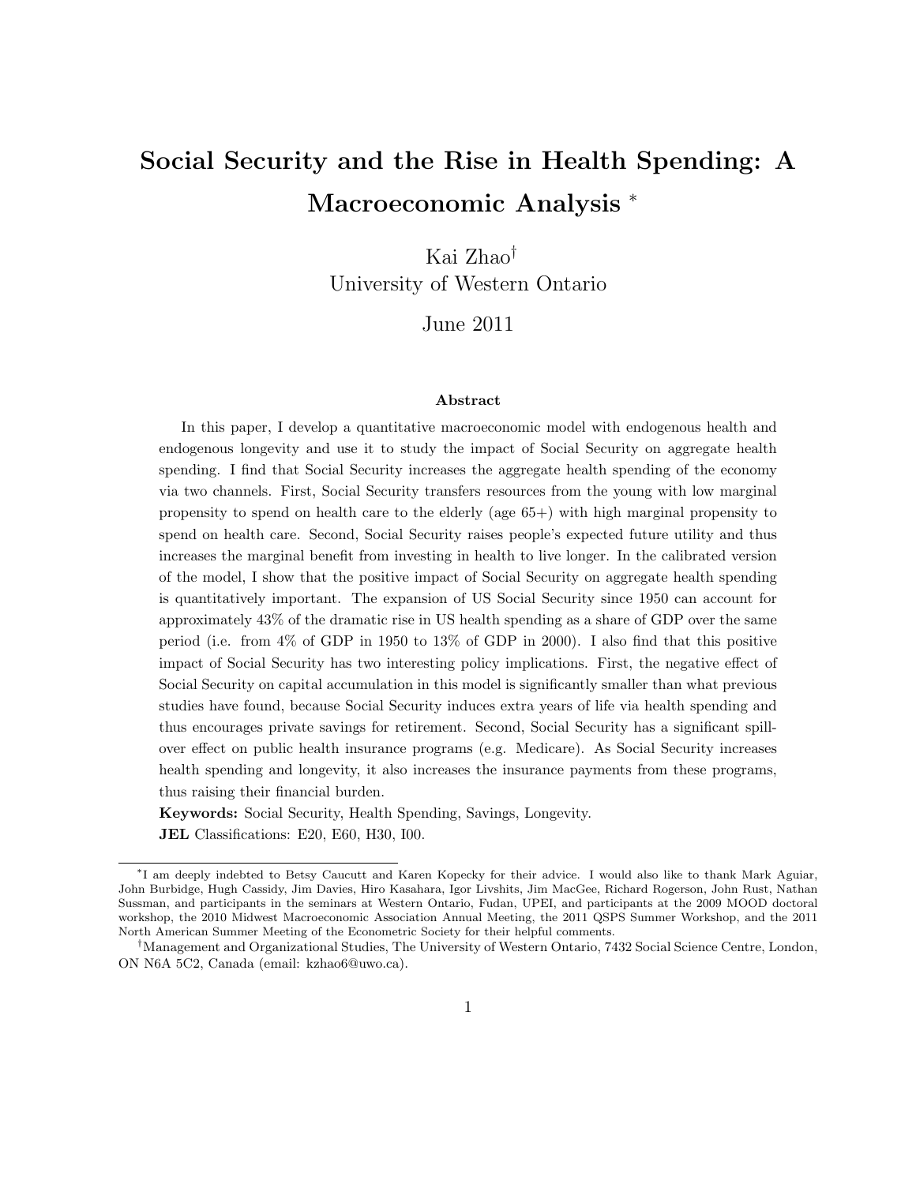# Social Security and the Rise in Health Spending: A Macroeconomic Analysis [*]

Kai Zhao[†]
University of Western Ontario

June 2011

### Abstract

In this paper, I develop a quantitative macroeconomic model with endogenous health and endogenous longevity and use it to study the impact of Social Security on aggregate health spending. I find that Social Security increases the aggregate health spending of the economy via two channels. First, Social Security transfers resources from the young with low marginal propensity to spend on health care to the elderly (age 65+) with high marginal propensity to spend on health care. Second, Social Security raises people's expected future utility and thus increases the marginal benefit from investing in health to live longer. In the calibrated version of the model, I show that the positive impact of Social Security on aggregate health spending is quantitatively important. The expansion of US Social Security since 1950 can account for approximately 43% of the dramatic rise in US health spending as a share of GDP over the same period (i.e. from 4% of GDP in 1950 to 13% of GDP in 2000). I also find that this positive impact of Social Security has two interesting policy implications. First, the negative effect of Social Security on capital accumulation in this model is significantly smaller than what previous studies have found, because Social Security induces extra years of life via health spending and thus encourages private savings for retirement. Second, Social Security has a significant spill-over effect on public health insurance programs (e.g. Medicare). As Social Security increases health spending and longevity, it also increases the insurance payments from these programs, thus raising their financial burden.

**Keywords:** Social Security, Health Spending, Savings, Longevity.

**JEL** Classifications: E20, E60, H30, I00.

---

[*] I am deeply indebted to Betsy Caucutt and Karen Kopecky for their advice. I would also like to thank Mark Aguiar, John Burbidge, Hugh Cassidy, Jim Davies, Hiro Kasahara, Igor Livshits, Jim MacGee, Richard Rogerson, John Rust, Nathan Sussman, and participants in the seminars at Western Ontario, Fudan, UPEI, and participants at the 2009 MOOD doctoral workshop, the 2010 Midwest Macroeconomic Association Annual Meeting, the 2011 QSPS Summer Workshop, and the 2011 North American Summer Meeting of the Econometric Society for their helpful comments.

[†] Management and Organizational Studies, The University of Western Ontario, 7432 Social Science Centre, London, ON N6A 5C2, Canada (email: kzhao6@uwo.ca).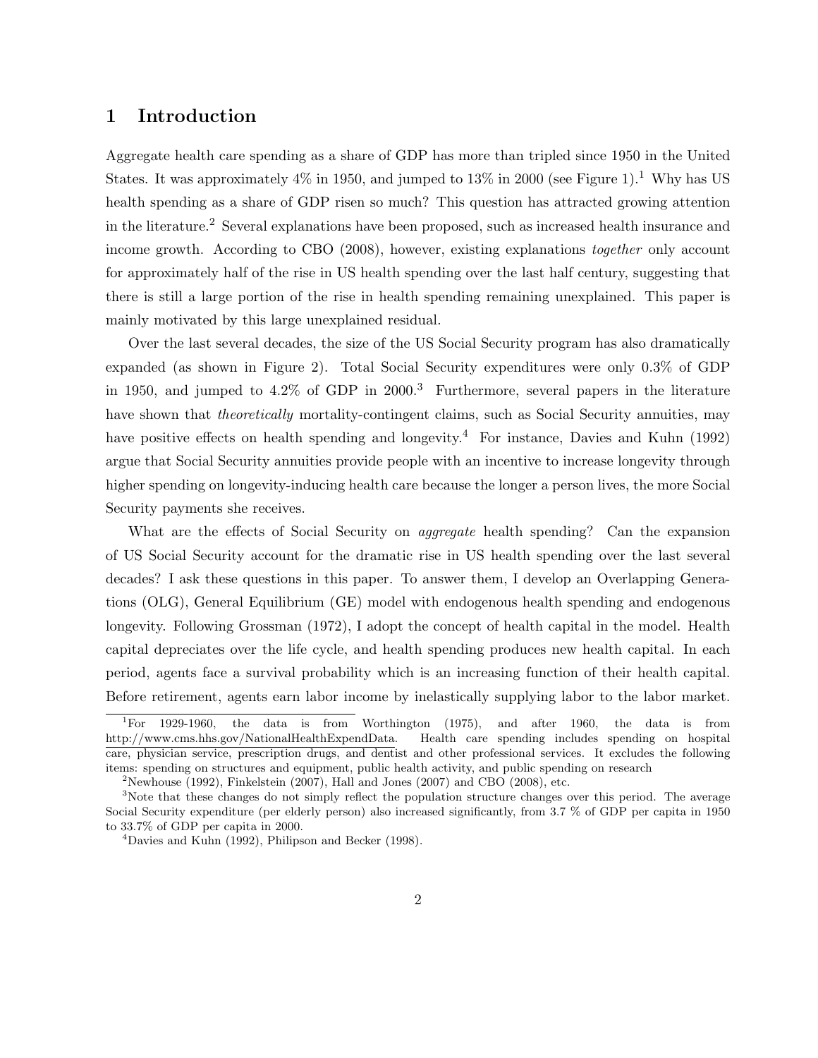# 1 Introduction

Aggregate health care spending as a share of GDP has more than tripled since 1950 in the United States. It was approximately 4% in 1950, and jumped to 13% in 2000 (see Figure 1).[1] Why has US health spending as a share of GDP risen so much? This question has attracted growing attention in the literature.[2] Several explanations have been proposed, such as increased health insurance and income growth. According to CBO (2008), however, existing explanations *together* only account for approximately half of the rise in US health spending over the last half century, suggesting that there is still a large portion of the rise in health spending remaining unexplained. This paper is mainly motivated by this large unexplained residual.

Over the last several decades, the size of the US Social Security program has also dramatically expanded (as shown in Figure 2). Total Social Security expenditures were only 0.3% of GDP in 1950, and jumped to 4.2% of GDP in 2000.[3] Furthermore, several papers in the literature have shown that *theoretically* mortality-contingent claims, such as Social Security annuities, may have positive effects on health spending and longevity.[4] For instance, Davies and Kuhn (1992) argue that Social Security annuities provide people with an incentive to increase longevity through higher spending on longevity-inducing health care because the longer a person lives, the more Social Security payments she receives.

What are the effects of Social Security on *aggregate* health spending? Can the expansion of US Social Security account for the dramatic rise in US health spending over the last several decades? I ask these questions in this paper. To answer them, I develop an Overlapping Generations (OLG), General Equilibrium (GE) model with endogenous health spending and endogenous longevity. Following Grossman (1972), I adopt the concept of health capital in the model. Health capital depreciates over the life cycle, and health spending produces new health capital. In each period, agents face a survival probability which is an increasing function of their health capital. Before retirement, agents earn labor income by inelastically supplying labor to the labor market.

[1] For 1929-1960, the data is from Worthington (1975), and after 1960, the data is from http://www.cms.hhs.gov/NationalHealthExpendData. Health care spending includes spending on hospital care, physician service, prescription drugs, and dentist and other professional services. It excludes the following items: spending on structures and equipment, public health activity, and public spending on research

[2] Newhouse (1992), Finkelstein (2007), Hall and Jones (2007) and CBO (2008), etc.

[3] Note that these changes do not simply reflect the population structure changes over this period. The average Social Security expenditure (per elderly person) also increased significantly, from 3.7 % of GDP per capita in 1950 to 33.7% of GDP per capita in 2000.

[4] Davies and Kuhn (1992), Philipson and Becker (1998).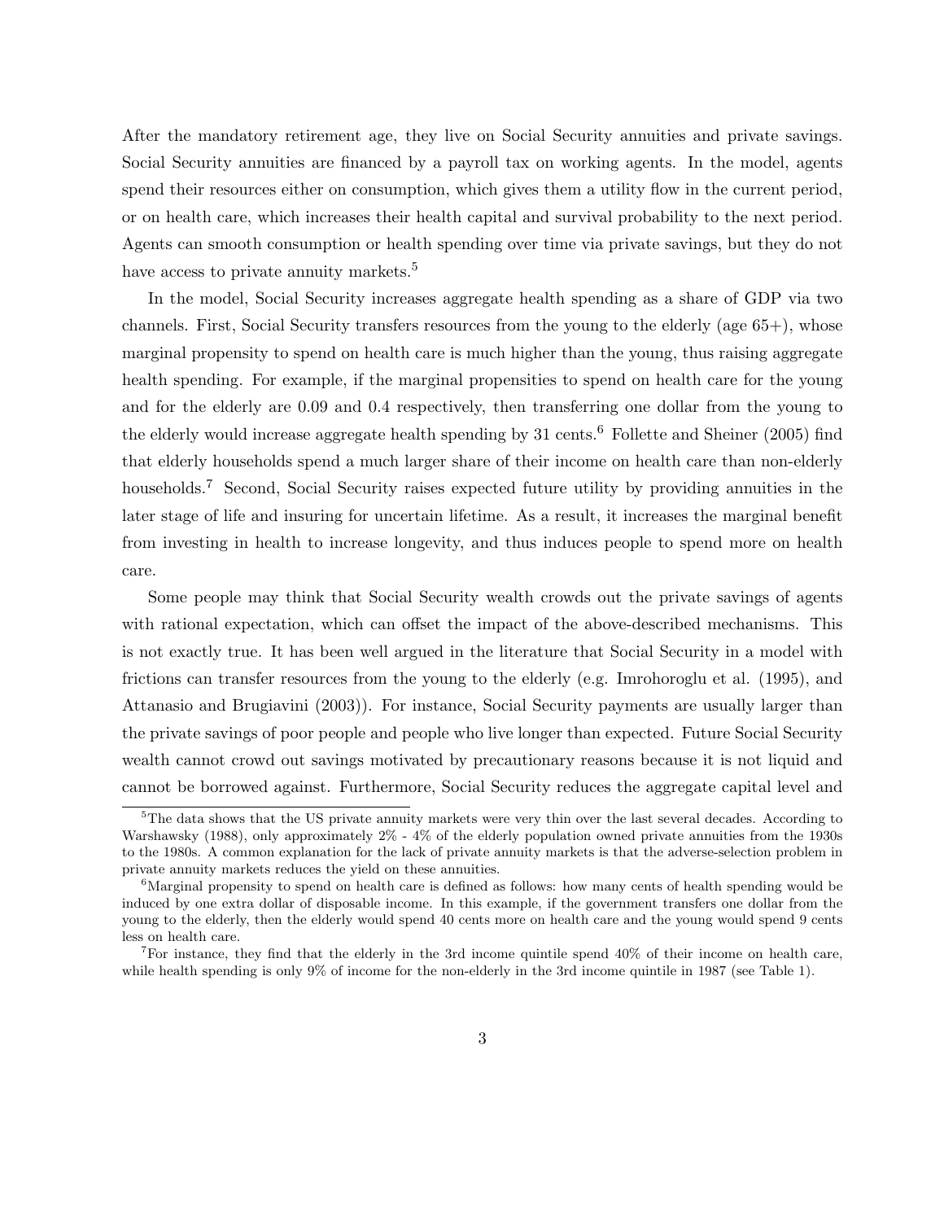After the mandatory retirement age, they live on Social Security annuities and private savings. Social Security annuities are financed by a payroll tax on working agents. In the model, agents spend their resources either on consumption, which gives them a utility flow in the current period, or on health care, which increases their health capital and survival probability to the next period. Agents can smooth consumption or health spending over time via private savings, but they do not have access to private annuity markets.[5]

In the model, Social Security increases aggregate health spending as a share of GDP via two channels. First, Social Security transfers resources from the young to the elderly (age 65+), whose marginal propensity to spend on health care is much higher than the young, thus raising aggregate health spending. For example, if the marginal propensities to spend on health care for the young and for the elderly are 0.09 and 0.4 respectively, then transferring one dollar from the young to the elderly would increase aggregate health spending by 31 cents.[6] Follette and Sheiner (2005) find that elderly households spend a much larger share of their income on health care than non-elderly households.[7] Second, Social Security raises expected future utility by providing annuities in the later stage of life and insuring for uncertain lifetime. As a result, it increases the marginal benefit from investing in health to increase longevity, and thus induces people to spend more on health care.

Some people may think that Social Security wealth crowds out the private savings of agents with rational expectation, which can offset the impact of the above-described mechanisms. This is not exactly true. It has been well argued in the literature that Social Security in a model with frictions can transfer resources from the young to the elderly (e.g. Imrohoroglu et al. (1995), and Attanasio and Brugiavini (2003)). For instance, Social Security payments are usually larger than the private savings of poor people and people who live longer than expected. Future Social Security wealth cannot crowd out savings motivated by precautionary reasons because it is not liquid and cannot be borrowed against. Furthermore, Social Security reduces the aggregate capital level and

[5] The data shows that the US private annuity markets were very thin over the last several decades. According to Warshawsky (1988), only approximately 2% - 4% of the elderly population owned private annuities from the 1930s to the 1980s. A common explanation for the lack of private annuity markets is that the adverse-selection problem in private annuity markets reduces the yield on these annuities.

[6] Marginal propensity to spend on health care is defined as follows: how many cents of health spending would be induced by one extra dollar of disposable income. In this example, if the government transfers one dollar from the young to the elderly, then the elderly would spend 40 cents more on health care and the young would spend 9 cents less on health care.

[7] For instance, they find that the elderly in the 3rd income quintile spend 40% of their income on health care, while health spending is only 9% of income for the non-elderly in the 3rd income quintile in 1987 (see Table 1).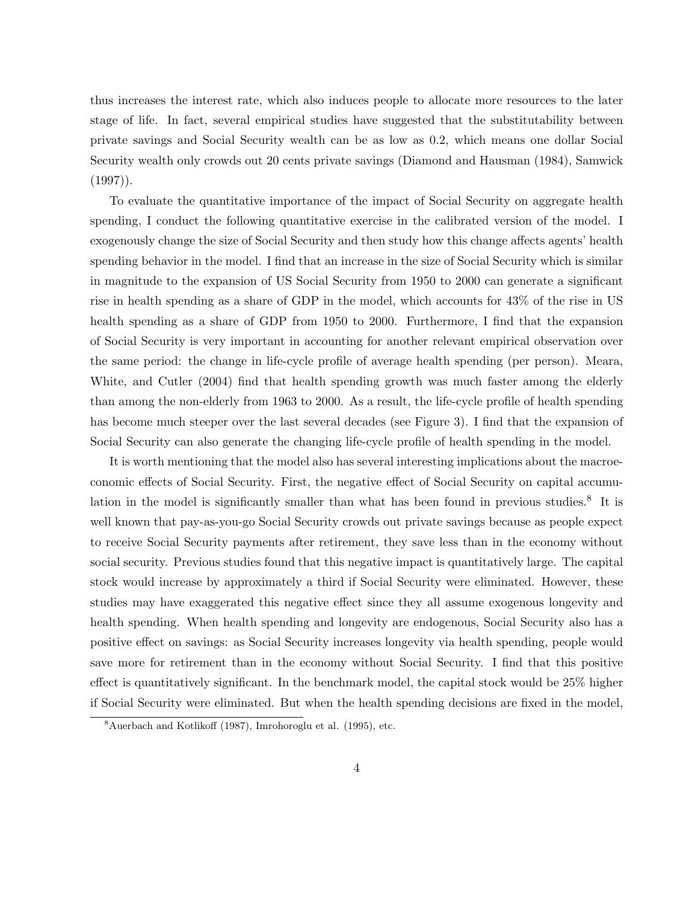thus increases the interest rate, which also induces people to allocate more resources to the later stage of life. In fact, several empirical studies have suggested that the substitutability between private savings and Social Security wealth can be as low as 0.2, which means one dollar Social Security wealth only crowds out 20 cents private savings (Diamond and Hausman (1984), Samwick (1997)).

To evaluate the quantitative importance of the impact of Social Security on aggregate health spending, I conduct the following quantitative exercise in the calibrated version of the model. I exogenously change the size of Social Security and then study how this change affects agents' health spending behavior in the model. I find that an increase in the size of Social Security which is similar in magnitude to the expansion of US Social Security from 1950 to 2000 can generate a significant rise in health spending as a share of GDP in the model, which accounts for 43% of the rise in US health spending as a share of GDP from 1950 to 2000. Furthermore, I find that the expansion of Social Security is very important in accounting for another relevant empirical observation over the same period: the change in life-cycle profile of average health spending (per person). Meara, White, and Cutler (2004) find that health spending growth was much faster among the elderly than among the non-elderly from 1963 to 2000. As a result, the life-cycle profile of health spending has become much steeper over the last several decades (see Figure 3). I find that the expansion of Social Security can also generate the changing life-cycle profile of health spending in the model.

It is worth mentioning that the model also has several interesting implications about the macroeconomic effects of Social Security. First, the negative effect of Social Security on capital accumulation in the model is significantly smaller than what has been found in previous studies.[8] It is well known that pay-as-you-go Social Security crowds out private savings because as people expect to receive Social Security payments after retirement, they save less than in the economy without social security. Previous studies found that this negative impact is quantitatively large. The capital stock would increase by approximately a third if Social Security were eliminated. However, these studies may have exaggerated this negative effect since they all assume exogenous longevity and health spending. When health spending and longevity are endogenous, Social Security also has a positive effect on savings: as Social Security increases longevity via health spending, people would save more for retirement than in the economy without Social Security. I find that this positive effect is quantitatively significant. In the benchmark model, the capital stock would be 25% higher if Social Security were eliminated. But when the health spending decisions are fixed in the model,

[8] Auerbach and Kotlikoff (1987), Imrohoroglu et al. (1995), etc.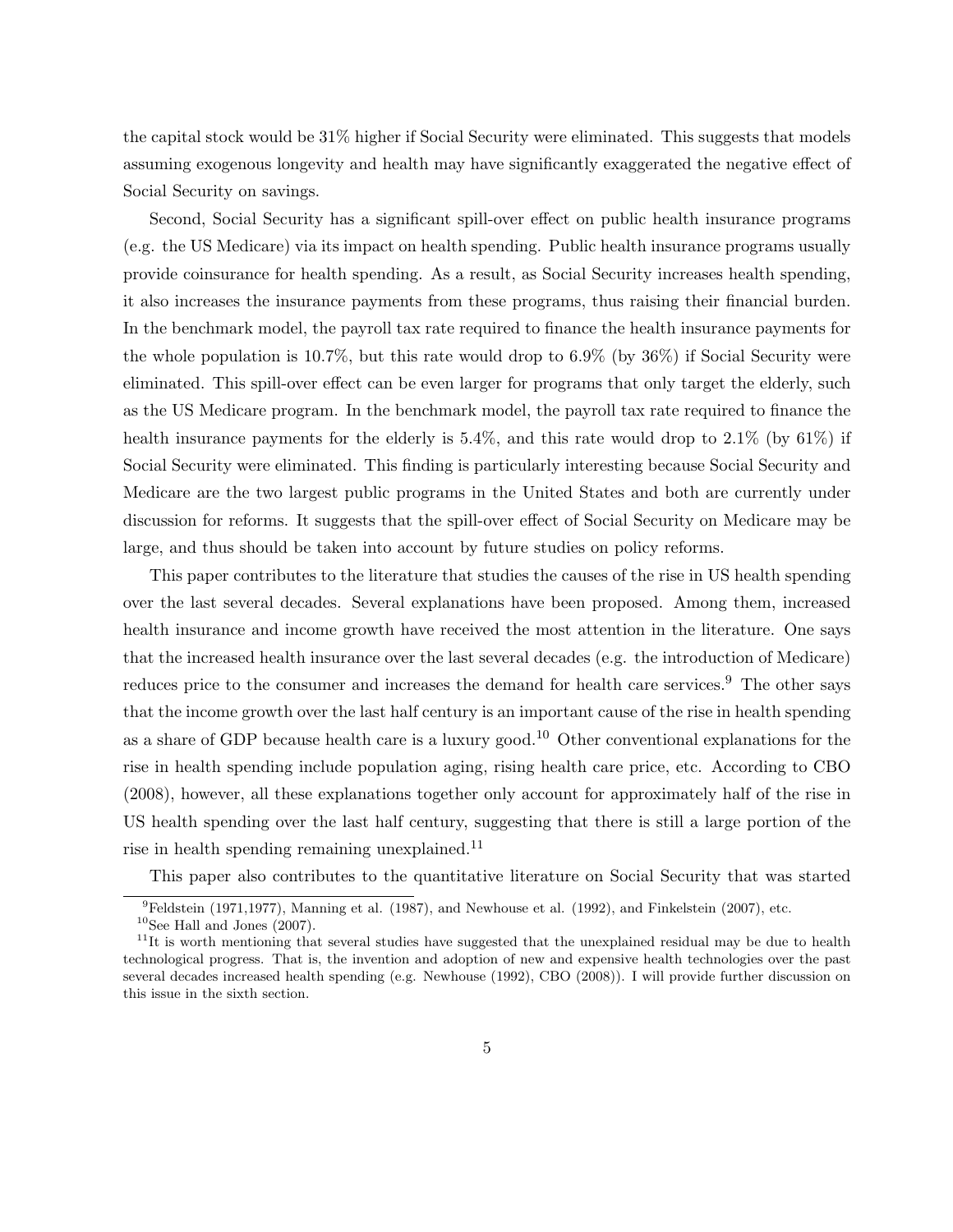the capital stock would be 31% higher if Social Security were eliminated. This suggests that models assuming exogenous longevity and health may have significantly exaggerated the negative effect of Social Security on savings.

Second, Social Security has a significant spill-over effect on public health insurance programs (e.g. the US Medicare) via its impact on health spending. Public health insurance programs usually provide coinsurance for health spending. As a result, as Social Security increases health spending, it also increases the insurance payments from these programs, thus raising their financial burden. In the benchmark model, the payroll tax rate required to finance the health insurance payments for the whole population is 10.7%, but this rate would drop to 6.9% (by 36%) if Social Security were eliminated. This spill-over effect can be even larger for programs that only target the elderly, such as the US Medicare program. In the benchmark model, the payroll tax rate required to finance the health insurance payments for the elderly is 5.4%, and this rate would drop to 2.1% (by 61%) if Social Security were eliminated. This finding is particularly interesting because Social Security and Medicare are the two largest public programs in the United States and both are currently under discussion for reforms. It suggests that the spill-over effect of Social Security on Medicare may be large, and thus should be taken into account by future studies on policy reforms.

This paper contributes to the literature that studies the causes of the rise in US health spending over the last several decades. Several explanations have been proposed. Among them, increased health insurance and income growth have received the most attention in the literature. One says that the increased health insurance over the last several decades (e.g. the introduction of Medicare) reduces price to the consumer and increases the demand for health care services.[9] The other says that the income growth over the last half century is an important cause of the rise in health spending as a share of GDP because health care is a luxury good.[10] Other conventional explanations for the rise in health spending include population aging, rising health care price, etc. According to CBO (2008), however, all these explanations together only account for approximately half of the rise in US health spending over the last half century, suggesting that there is still a large portion of the rise in health spending remaining unexplained.[11]

This paper also contributes to the quantitative literature on Social Security that was started

[9] Feldstein (1971,1977), Manning et al. (1987), and Newhouse et al. (1992), and Finkelstein (2007), etc.

[10] See Hall and Jones (2007).

[11] It is worth mentioning that several studies have suggested that the unexplained residual may be due to health technological progress. That is, the invention and adoption of new and expensive health technologies over the past several decades increased health spending (e.g. Newhouse (1992), CBO (2008)). I will provide further discussion on this issue in the sixth section.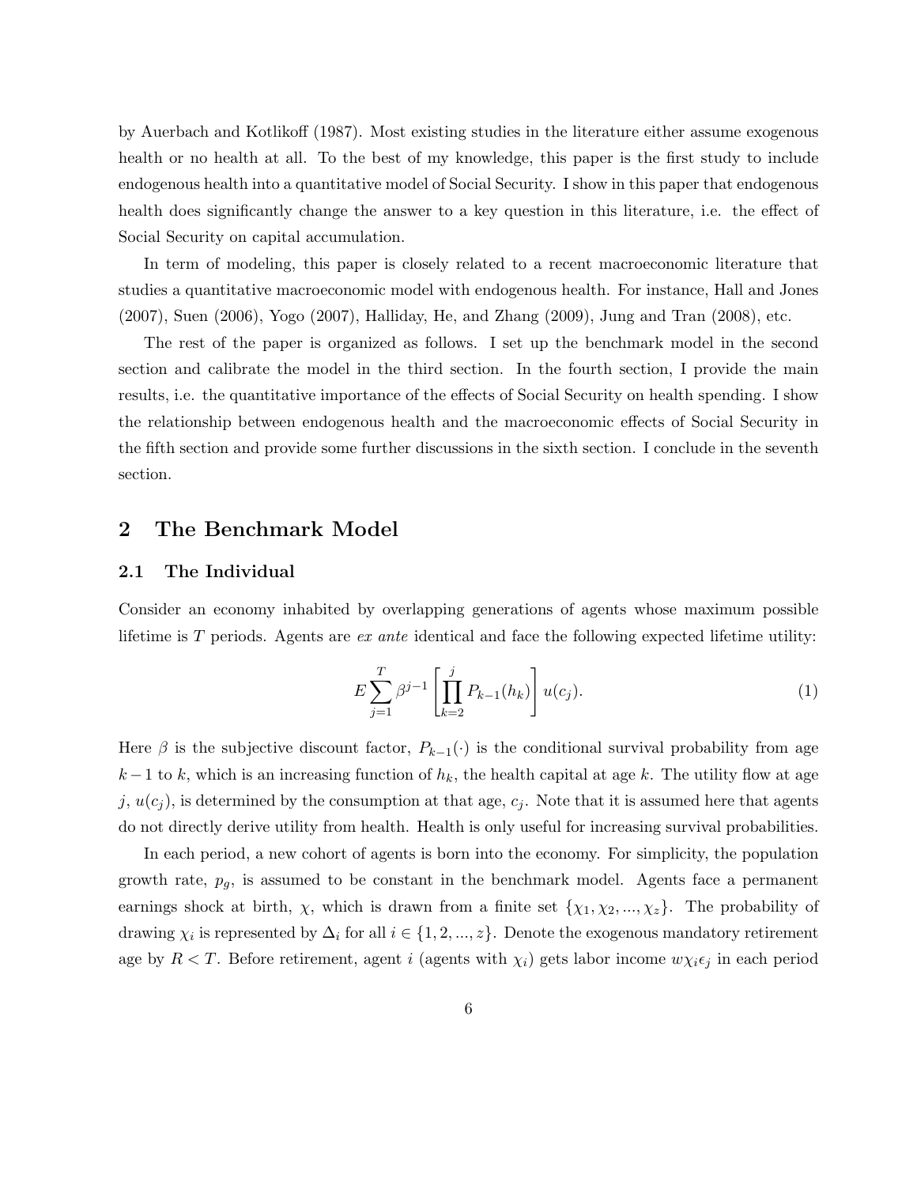by Auerbach and Kotlikoff (1987). Most existing studies in the literature either assume exogenous health or no health at all. To the best of my knowledge, this paper is the first study to include endogenous health into a quantitative model of Social Security. I show in this paper that endogenous health does significantly change the answer to a key question in this literature, i.e. the effect of Social Security on capital accumulation.

In term of modeling, this paper is closely related to a recent macroeconomic literature that studies a quantitative macroeconomic model with endogenous health. For instance, Hall and Jones (2007), Suen (2006), Yogo (2007), Halliday, He, and Zhang (2009), Jung and Tran (2008), etc.

The rest of the paper is organized as follows. I set up the benchmark model in the second section and calibrate the model in the third section. In the fourth section, I provide the main results, i.e. the quantitative importance of the effects of Social Security on health spending. I show the relationship between endogenous health and the macroeconomic effects of Social Security in the fifth section and provide some further discussions in the sixth section. I conclude in the seventh section.

## 2 The Benchmark Model

### 2.1 The Individual

Consider an economy inhabited by overlapping generations of agents whose maximum possible lifetime is $T$ periods. Agents are *ex ante* identical and face the following expected lifetime utility:

$$E\sum_{j=1}^{T}\beta^{j-1}\left[\prod_{k=2}^{j}P_{k-1}(h_k)\right]u(c_j). \tag{1}$$

Here $\beta$ is the subjective discount factor, $P_{k-1}(\cdot)$ is the conditional survival probability from age $k-1$ to $k$, which is an increasing function of $h_k$, the health capital at age $k$. The utility flow at age $j$, $u(c_j)$, is determined by the consumption at that age, $c_j$. Note that it is assumed here that agents do not directly derive utility from health. Health is only useful for increasing survival probabilities.

In each period, a new cohort of agents is born into the economy. For simplicity, the population growth rate, $p_g$, is assumed to be constant in the benchmark model. Agents face a permanent earnings shock at birth, $\chi$, which is drawn from a finite set $\{\chi_1, \chi_2, ..., \chi_z\}$. The probability of drawing $\chi_i$ is represented by $\Delta_i$ for all $i \in \{1, 2, ..., z\}$. Denote the exogenous mandatory retirement age by $R < T$. Before retirement, agent $i$ (agents with $\chi_i$) gets labor income $w\chi_i\epsilon_j$ in each period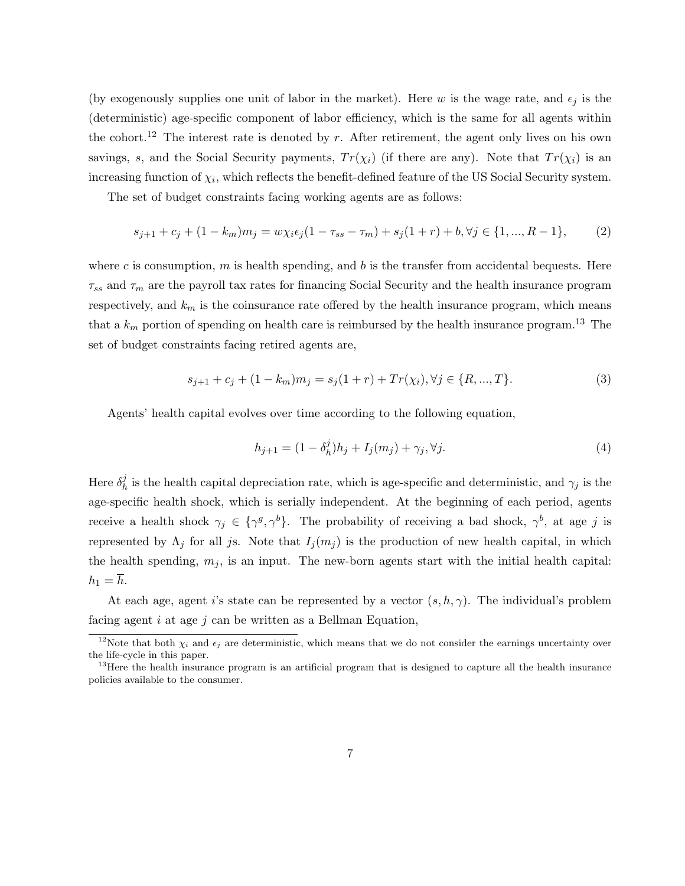(by exogenously supplies one unit of labor in the market). Here $w$ is the wage rate, and $\epsilon_j$ is the (deterministic) age-specific component of labor efficiency, which is the same for all agents within the cohort.[12] The interest rate is denoted by $r$. After retirement, the agent only lives on his own savings, $s$, and the Social Security payments, $Tr(\chi_i)$ (if there are any). Note that $Tr(\chi_i)$ is an increasing function of $\chi_i$, which reflects the benefit-defined feature of the US Social Security system.

The set of budget constraints facing working agents are as follows:

$$s_{j+1} + c_j + (1 - k_m)m_j = w\chi_i\epsilon_j(1 - \tau_{ss} - \tau_m) + s_j(1 + r) + b, \forall j \in \{1, ..., R - 1\}, \tag{2}$$

where $c$ is consumption, $m$ is health spending, and $b$ is the transfer from accidental bequests. Here $\tau_{ss}$ and $\tau_m$ are the payroll tax rates for financing Social Security and the health insurance program respectively, and $k_m$ is the coinsurance rate offered by the health insurance program, which means that a $k_m$ portion of spending on health care is reimbursed by the health insurance program.[13] The set of budget constraints facing retired agents are,

$$s_{j+1} + c_j + (1 - k_m)m_j = s_j(1 + r) + Tr(\chi_i), \forall j \in \{R, ..., T\}. \tag{3}$$

Agents' health capital evolves over time according to the following equation,

$$h_{j+1} = (1 - \delta_h^j)h_j + I_j(m_j) + \gamma_j, \forall j. \tag{4}$$

Here $\delta_h^j$ is the health capital depreciation rate, which is age-specific and deterministic, and $\gamma_j$ is the age-specific health shock, which is serially independent. At the beginning of each period, agents receive a health shock $\gamma_j \in \{\gamma^g, \gamma^b\}$. The probability of receiving a bad shock, $\gamma^b$, at age $j$ is represented by $\Lambda_j$ for all $j$s. Note that $I_j(m_j)$ is the production of new health capital, in which the health spending, $m_j$, is an input. The new-born agents start with the initial health capital: $h_1 = \overline{h}$.

At each age, agent $i$'s state can be represented by a vector $(s, h, \gamma)$. The individual's problem facing agent $i$ at age $j$ can be written as a Bellman Equation,

[12] Note that both $\chi_i$ and $\epsilon_j$ are deterministic, which means that we do not consider the earnings uncertainty over the life-cycle in this paper.

[13] Here the health insurance program is an artificial program that is designed to capture all the health insurance policies available to the consumer.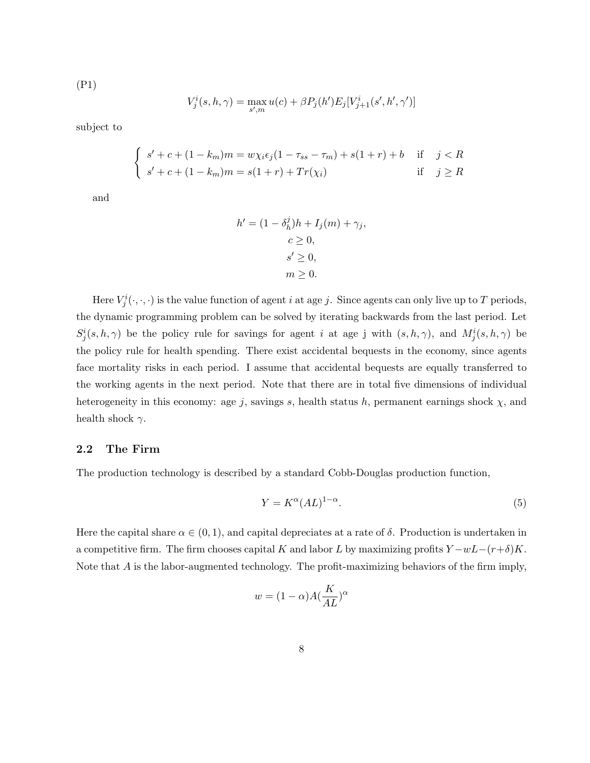(P1)

$$V_j^i(s, h, \gamma) = \max_{s', m} u(c) + \beta P_j(h') E_j[V_{j+1}^i(s', h', \gamma')]$$

subject to

$$\begin{cases} s' + c + (1 - k_m)m = w\chi_i\epsilon_j(1 - \tau_{ss} - \tau_m) + s(1 + r) + b & \text{if} \quad j < R \\ s' + c + (1 - k_m)m = s(1 + r) + Tr(\chi_i) & \text{if} \quad j \geq R \end{cases}$$

and

$$h' = (1 - \delta_h^j)h + I_j(m) + \gamma_j,$$
$$c \geq 0,$$
$$s' \geq 0,$$
$$m \geq 0.$$

Here $V_j^i(\cdot, \cdot, \cdot)$ is the value function of agent $i$ at age $j$. Since agents can only live up to $T$ periods, the dynamic programming problem can be solved by iterating backwards from the last period. Let $S_j^i(s, h, \gamma)$ be the policy rule for savings for agent $i$ at age j with $(s, h, \gamma)$, and $M_j^i(s, h, \gamma)$ be the policy rule for health spending. There exist accidental bequests in the economy, since agents face mortality risks in each period. I assume that accidental bequests are equally transferred to the working agents in the next period. Note that there are in total five dimensions of individual heterogeneity in this economy: age $j$, savings $s$, health status $h$, permanent earnings shock $\chi$, and health shock $\gamma$.

### 2.2 The Firm

The production technology is described by a standard Cobb-Douglas production function,

$$Y = K^\alpha (AL)^{1-\alpha}. \tag{5}$$

Here the capital share $\alpha \in (0, 1)$, and capital depreciates at a rate of $\delta$. Production is undertaken in a competitive firm. The firm chooses capital $K$ and labor $L$ by maximizing profits $Y - wL - (r+\delta)K$. Note that $A$ is the labor-augmented technology. The profit-maximizing behaviors of the firm imply,

$$w = (1 - \alpha)A(\frac{K}{AL})^\alpha$$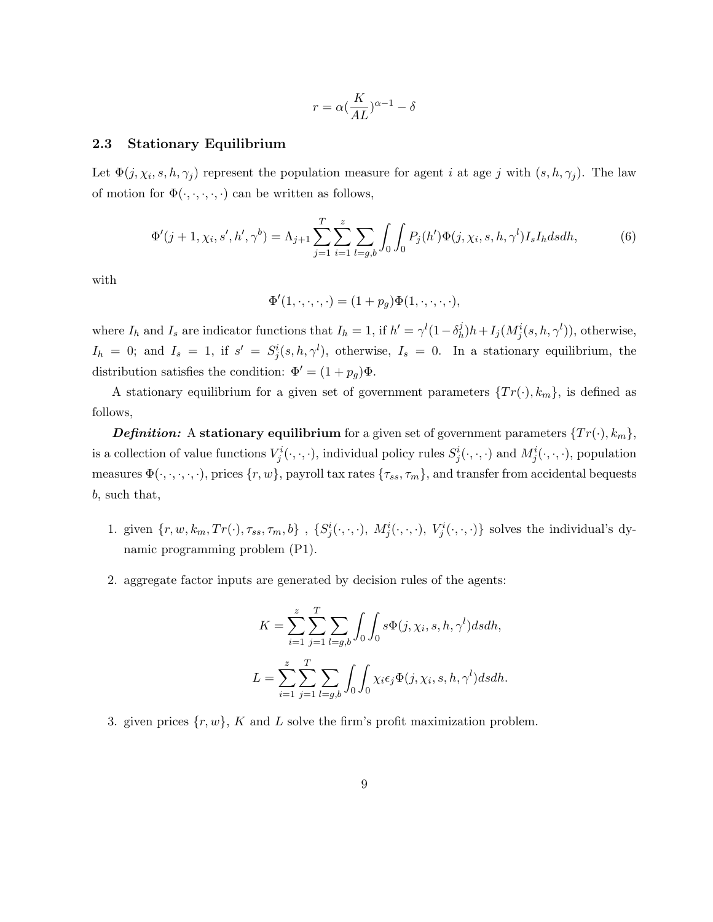$$r = \alpha(\frac{K}{AL})^{\alpha-1} - \delta$$

### 2.3 Stationary Equilibrium

Let $\Phi(j, \chi_i, s, h, \gamma_j)$ represent the population measure for agent $i$ at age $j$ with $(s, h, \gamma_j)$. The law of motion for $\Phi(\cdot, \cdot, \cdot, \cdot, \cdot)$ can be written as follows,

$$\Phi'(j+1, \chi_i, s', h', \gamma^b) = \Lambda_{j+1} \sum_{j=1}^{T} \sum_{i=1}^{z} \sum_{l=g,b} \int_0 \int_0 P_j(h') \Phi(j, \chi_i, s, h, \gamma^l) I_s I_h ds dh, \tag{6}$$

with

$$\Phi'(1, \cdot, \cdot, \cdot, \cdot) = (1 + p_g)\Phi(1, \cdot, \cdot, \cdot, \cdot),$$

where $I_h$ and $I_s$ are indicator functions that $I_h = 1$, if $h' = \gamma^l(1 - \delta_h^j)h + I_j(M_j^i(s, h, \gamma^l))$, otherwise, $I_h = 0$; and $I_s = 1$, if $s' = S_j^i(s, h, \gamma^l)$, otherwise, $I_s = 0$. In a stationary equilibrium, the distribution satisfies the condition: $\Phi' = (1 + p_g)\Phi$.

A stationary equilibrium for a given set of government parameters $\{Tr(\cdot), k_m\}$, is defined as follows,

***Definition:*** A **stationary equilibrium** for a given set of government parameters $\{Tr(\cdot), k_m\}$, is a collection of value functions $V_j^i(\cdot, \cdot, \cdot)$, individual policy rules $S_j^i(\cdot, \cdot, \cdot)$ and $M_j^i(\cdot, \cdot, \cdot)$, population measures $\Phi(\cdot, \cdot, \cdot, \cdot, \cdot)$, prices $\{r, w\}$, payroll tax rates $\{\tau_{ss}, \tau_m\}$, and transfer from accidental bequests $b$, such that,

1. given $\{r, w, k_m, Tr(\cdot), \tau_{ss}, \tau_m, b\}$ , $\{S_j^i(\cdot, \cdot, \cdot),\ M_j^i(\cdot, \cdot, \cdot),\ V_j^i(\cdot, \cdot, \cdot)\}$ solves the individual's dynamic programming problem (P1).

2. aggregate factor inputs are generated by decision rules of the agents:

$$K = \sum_{i=1}^{z} \sum_{j=1}^{T} \sum_{l=g,b} \int_0 \int_0 s\Phi(j, \chi_i, s, h, \gamma^l) ds dh,$$

$$L = \sum_{i=1}^{z} \sum_{j=1}^{T} \sum_{l=g,b} \int_0 \int_0 \chi_i \epsilon_j \Phi(j, \chi_i, s, h, \gamma^l) ds dh.$$

3. given prices $\{r, w\}$, $K$ and $L$ solve the firm's profit maximization problem.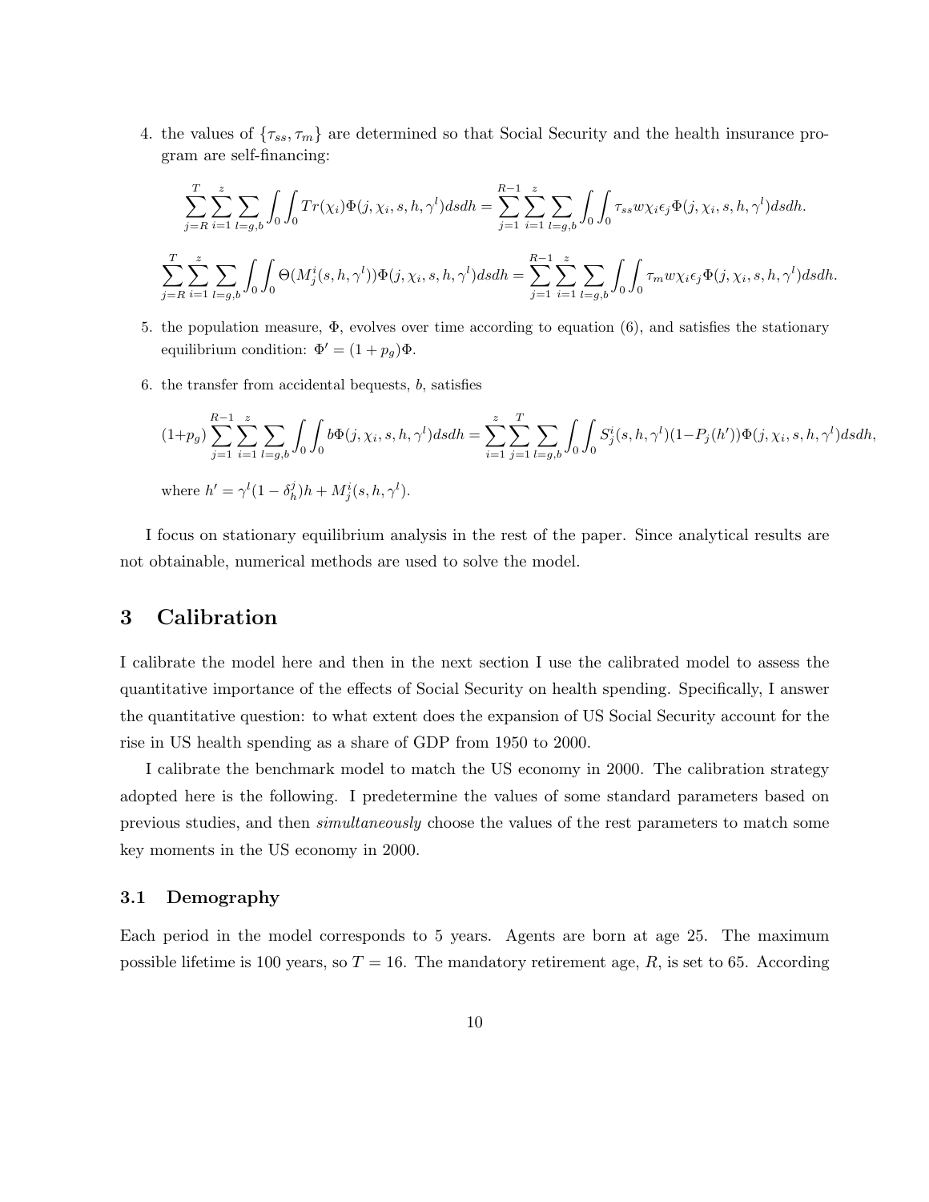4. the values of $\{\tau_{ss}, \tau_m\}$ are determined so that Social Security and the health insurance program are self-financing:

$$\sum_{j=R}^{T}\sum_{i=1}^{z}\sum_{l=g,b}\int_0\int_0 Tr(\chi_i)\Phi(j,\chi_i,s,h,\gamma^l)dsdh = \sum_{j=1}^{R-1}\sum_{i=1}^{z}\sum_{l=g,b}\int_0\int_0 \tau_{ss}w\chi_i\epsilon_j\Phi(j,\chi_i,s,h,\gamma^l)dsdh.$$

$$\sum_{j=R}^{T}\sum_{i=1}^{z}\sum_{l=g,b}\int_0\int_0 \Theta(M_j^i(s,h,\gamma^l))\Phi(j,\chi_i,s,h,\gamma^l)dsdh = \sum_{j=1}^{R-1}\sum_{i=1}^{z}\sum_{l=g,b}\int_0\int_0 \tau_m w\chi_i\epsilon_j\Phi(j,\chi_i,s,h,\gamma^l)dsdh.$$

5. the population measure, $\Phi$, evolves over time according to equation (6), and satisfies the stationary equilibrium condition: $\Phi' = (1+p_g)\Phi$.

6. the transfer from accidental bequests, $b$, satisfies

$$(1+p_g)\sum_{j=1}^{R-1}\sum_{i=1}^{z}\sum_{l=g,b}\int_0\int_0 b\Phi(j,\chi_i,s,h,\gamma^l)dsdh = \sum_{i=1}^{z}\sum_{j=1}^{T}\sum_{l=g,b}\int_0\int_0 S_j^i(s,h,\gamma^l)(1-P_j(h'))\Phi(j,\chi_i,s,h,\gamma^l)dsdh,$$

where $h' = \gamma^l(1-\delta_h^j)h + M_j^i(s,h,\gamma^l)$.

I focus on stationary equilibrium analysis in the rest of the paper. Since analytical results are not obtainable, numerical methods are used to solve the model.

# 3 Calibration

I calibrate the model here and then in the next section I use the calibrated model to assess the quantitative importance of the effects of Social Security on health spending. Specifically, I answer the quantitative question: to what extent does the expansion of US Social Security account for the rise in US health spending as a share of GDP from 1950 to 2000.

I calibrate the benchmark model to match the US economy in 2000. The calibration strategy adopted here is the following. I predetermine the values of some standard parameters based on previous studies, and then *simultaneously* choose the values of the rest parameters to match some key moments in the US economy in 2000.

## 3.1 Demography

Each period in the model corresponds to 5 years. Agents are born at age 25. The maximum possible lifetime is 100 years, so $T = 16$. The mandatory retirement age, $R$, is set to 65. According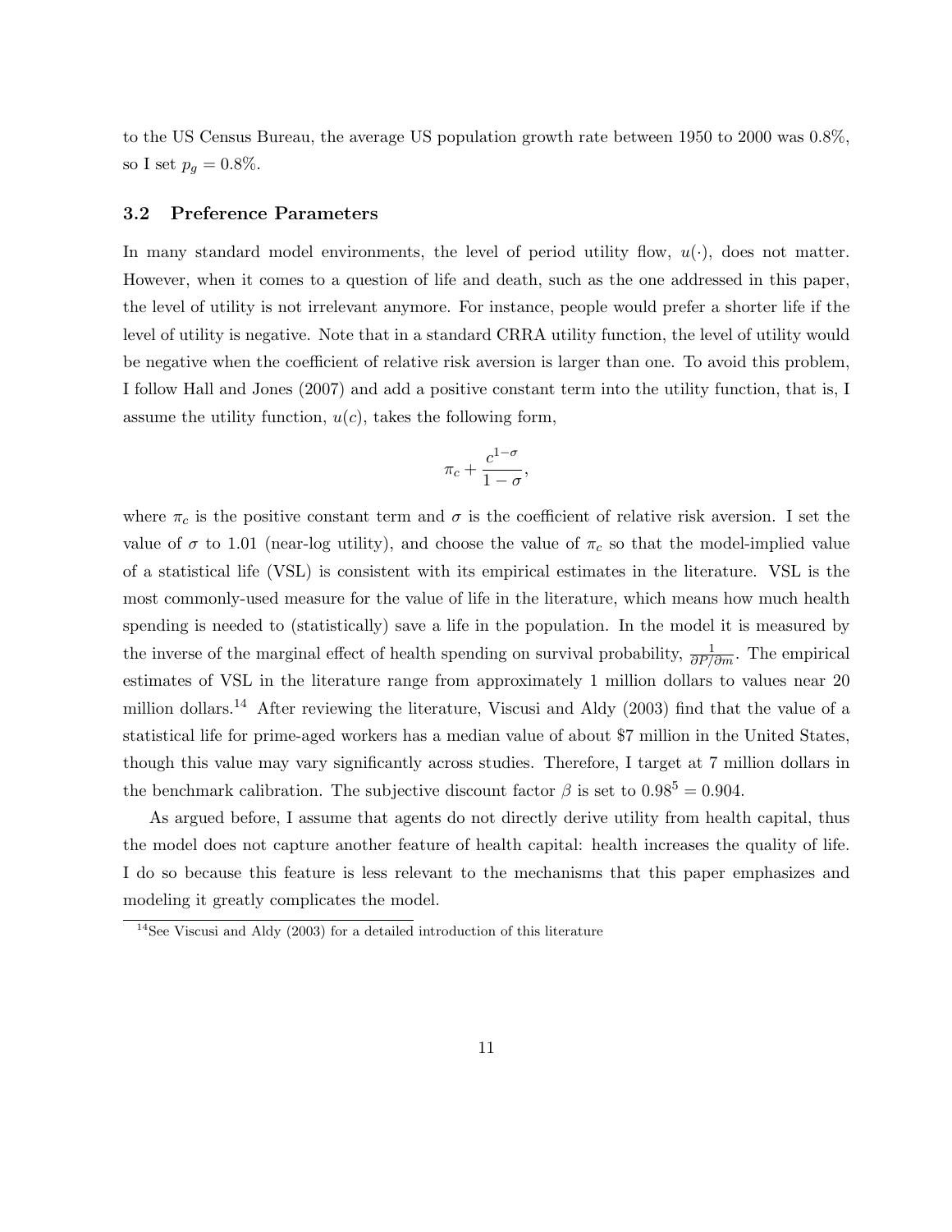to the US Census Bureau, the average US population growth rate between 1950 to 2000 was 0.8%, so I set $p_g = 0.8\%$.

### 3.2 Preference Parameters

In many standard model environments, the level of period utility flow, $u(\cdot)$, does not matter. However, when it comes to a question of life and death, such as the one addressed in this paper, the level of utility is not irrelevant anymore. For instance, people would prefer a shorter life if the level of utility is negative. Note that in a standard CRRA utility function, the level of utility would be negative when the coefficient of relative risk aversion is larger than one. To avoid this problem, I follow Hall and Jones (2007) and add a positive constant term into the utility function, that is, I assume the utility function, $u(c)$, takes the following form,

$$\pi_c + \frac{c^{1-\sigma}}{1-\sigma},$$

where $\pi_c$ is the positive constant term and $\sigma$ is the coefficient of relative risk aversion. I set the value of $\sigma$ to 1.01 (near-log utility), and choose the value of $\pi_c$ so that the model-implied value of a statistical life (VSL) is consistent with its empirical estimates in the literature. VSL is the most commonly-used measure for the value of life in the literature, which means how much health spending is needed to (statistically) save a life in the population. In the model it is measured by the inverse of the marginal effect of health spending on survival probability, $\frac{1}{\partial P / \partial m}$. The empirical estimates of VSL in the literature range from approximately 1 million dollars to values near 20 million dollars.[14] After reviewing the literature, Viscusi and Aldy (2003) find that the value of a statistical life for prime-aged workers has a median value of about $7 million in the United States, though this value may vary significantly across studies. Therefore, I target at 7 million dollars in the benchmark calibration. The subjective discount factor $\beta$ is set to $0.98^5 = 0.904$.

As argued before, I assume that agents do not directly derive utility from health capital, thus the model does not capture another feature of health capital: health increases the quality of life. I do so because this feature is less relevant to the mechanisms that this paper emphasizes and modeling it greatly complicates the model.

[14] See Viscusi and Aldy (2003) for a detailed introduction of this literature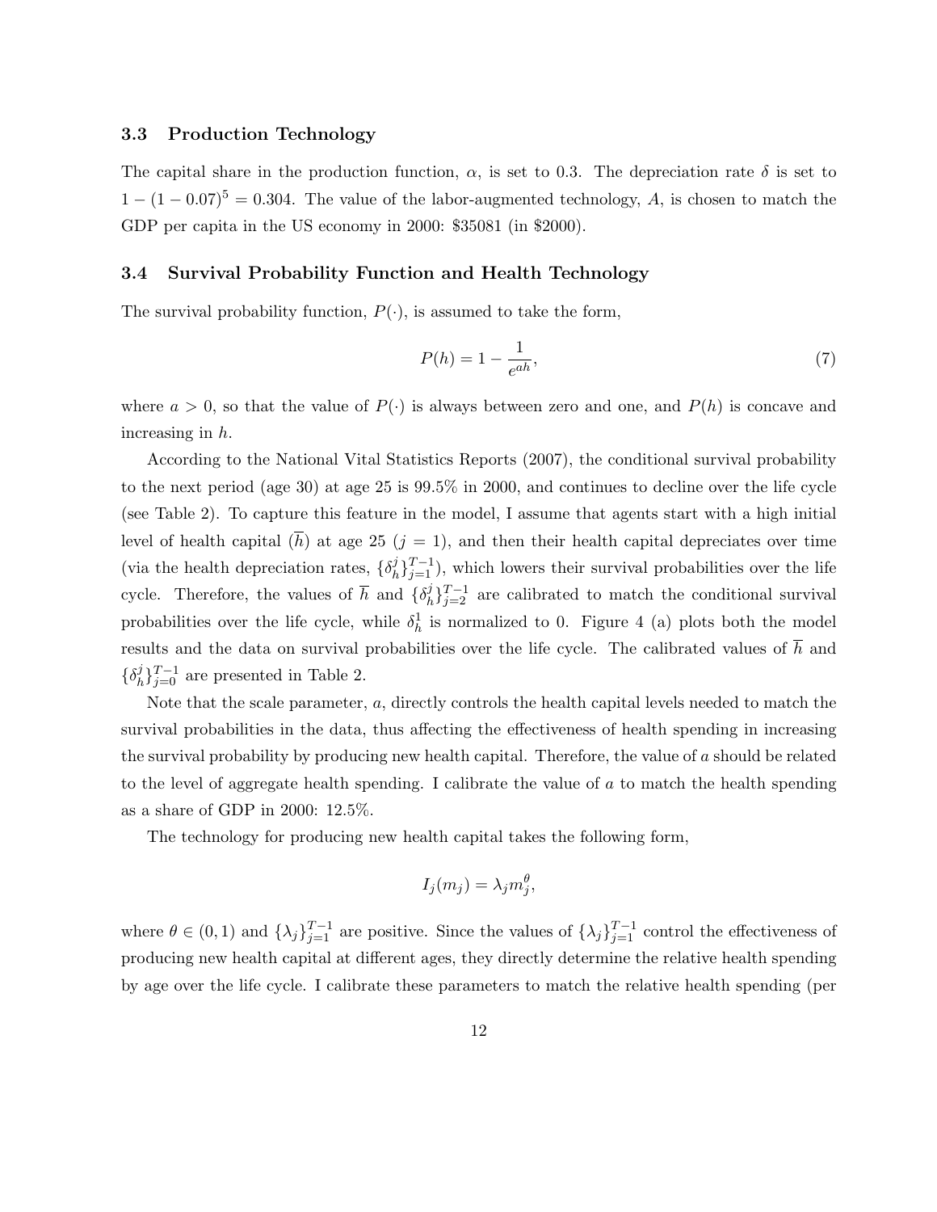### 3.3 Production Technology

The capital share in the production function, $\alpha$, is set to 0.3. The depreciation rate $\delta$ is set to $1-(1-0.07)^5 = 0.304$. The value of the labor-augmented technology, $A$, is chosen to match the GDP per capita in the US economy in 2000: \$35081 (in \$2000).

### 3.4 Survival Probability Function and Health Technology

The survival probability function, $P(\cdot)$, is assumed to take the form,

$$P(h) = 1 - \frac{1}{e^{ah}}, \tag{7}$$

where $a > 0$, so that the value of $P(\cdot)$ is always between zero and one, and $P(h)$ is concave and increasing in $h$.

According to the National Vital Statistics Reports (2007), the conditional survival probability to the next period (age 30) at age 25 is 99.5% in 2000, and continues to decline over the life cycle (see Table 2). To capture this feature in the model, I assume that agents start with a high initial level of health capital ($\overline{h}$) at age 25 ($j = 1$), and then their health capital depreciates over time (via the health depreciation rates, $\{\delta_h^j\}_{j=1}^{T-1}$), which lowers their survival probabilities over the life cycle. Therefore, the values of $\overline{h}$ and $\{\delta_h^j\}_{j=2}^{T-1}$ are calibrated to match the conditional survival probabilities over the life cycle, while $\delta_h^1$ is normalized to 0. Figure 4 (a) plots both the model results and the data on survival probabilities over the life cycle. The calibrated values of $\overline{h}$ and $\{\delta_h^j\}_{j=0}^{T-1}$ are presented in Table 2.

Note that the scale parameter, $a$, directly controls the health capital levels needed to match the survival probabilities in the data, thus affecting the effectiveness of health spending in increasing the survival probability by producing new health capital. Therefore, the value of $a$ should be related to the level of aggregate health spending. I calibrate the value of $a$ to match the health spending as a share of GDP in 2000: 12.5%.

The technology for producing new health capital takes the following form,

$$I_j(m_j) = \lambda_j m_j^\theta,$$

where $\theta \in (0, 1)$ and $\{\lambda_j\}_{j=1}^{T-1}$ are positive. Since the values of $\{\lambda_j\}_{j=1}^{T-1}$ control the effectiveness of producing new health capital at different ages, they directly determine the relative health spending by age over the life cycle. I calibrate these parameters to match the relative health spending (per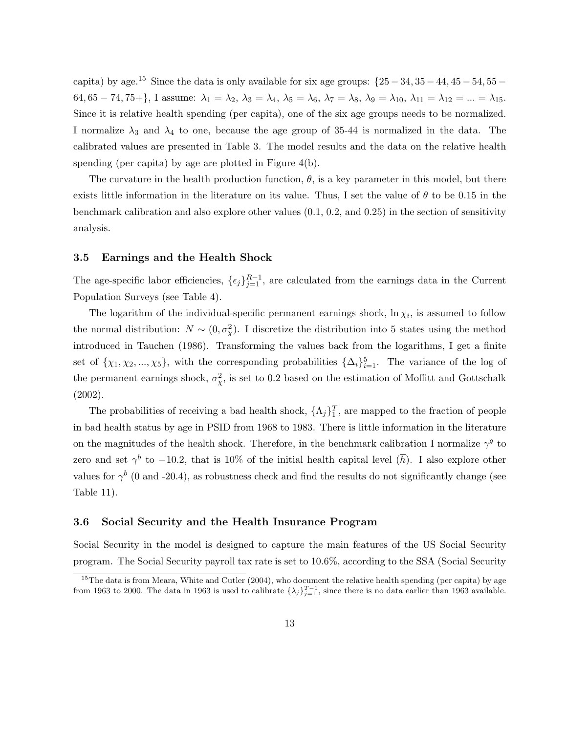capita) by age.[15] Since the data is only available for six age groups: $\{25-34, 35-44, 45-54, 55-64, 65-74, 75+\}$, I assume: $\lambda_1 = \lambda_2$, $\lambda_3 = \lambda_4$, $\lambda_5 = \lambda_6$, $\lambda_7 = \lambda_8$, $\lambda_9 = \lambda_{10}$, $\lambda_{11} = \lambda_{12} = ... = \lambda_{15}$. Since it is relative health spending (per capita), one of the six age groups needs to be normalized. I normalize $\lambda_3$ and $\lambda_4$ to one, because the age group of 35-44 is normalized in the data. The calibrated values are presented in Table 3. The model results and the data on the relative health spending (per capita) by age are plotted in Figure 4(b).

The curvature in the health production function, $\theta$, is a key parameter in this model, but there exists little information in the literature on its value. Thus, I set the value of $\theta$ to be 0.15 in the benchmark calibration and also explore other values (0.1, 0.2, and 0.25) in the section of sensitivity analysis.

### 3.5 Earnings and the Health Shock

The age-specific labor efficiencies, $\{\epsilon_j\}_{j=1}^{R-1}$, are calculated from the earnings data in the Current Population Surveys (see Table 4).

The logarithm of the individual-specific permanent earnings shock, $\ln \chi_i$, is assumed to follow the normal distribution: $N \sim (0, \sigma_\chi^2)$. I discretize the distribution into 5 states using the method introduced in Tauchen (1986). Transforming the values back from the logarithms, I get a finite set of $\{\chi_1, \chi_2, ..., \chi_5\}$, with the corresponding probabilities $\{\Delta_i\}_{i=1}^5$. The variance of the log of the permanent earnings shock, $\sigma_\chi^2$, is set to 0.2 based on the estimation of Moffitt and Gottschalk (2002).

The probabilities of receiving a bad health shock, $\{\Lambda_j\}_1^T$, are mapped to the fraction of people in bad health status by age in PSID from 1968 to 1983. There is little information in the literature on the magnitudes of the health shock. Therefore, in the benchmark calibration I normalize $\gamma^g$ to zero and set $\gamma^b$ to $-10.2$, that is 10% of the initial health capital level ($\overline{h}$). I also explore other values for $\gamma^b$ (0 and -20.4), as robustness check and find the results do not significantly change (see Table 11).

### 3.6 Social Security and the Health Insurance Program

Social Security in the model is designed to capture the main features of the US Social Security program. The Social Security payroll tax rate is set to 10.6%, according to the SSA (Social Security

[15] The data is from Meara, White and Cutler (2004), who document the relative health spending (per capita) by age from 1963 to 2000. The data in 1963 is used to calibrate $\{\lambda_j\}_{j=1}^{T-1}$, since there is no data earlier than 1963 available.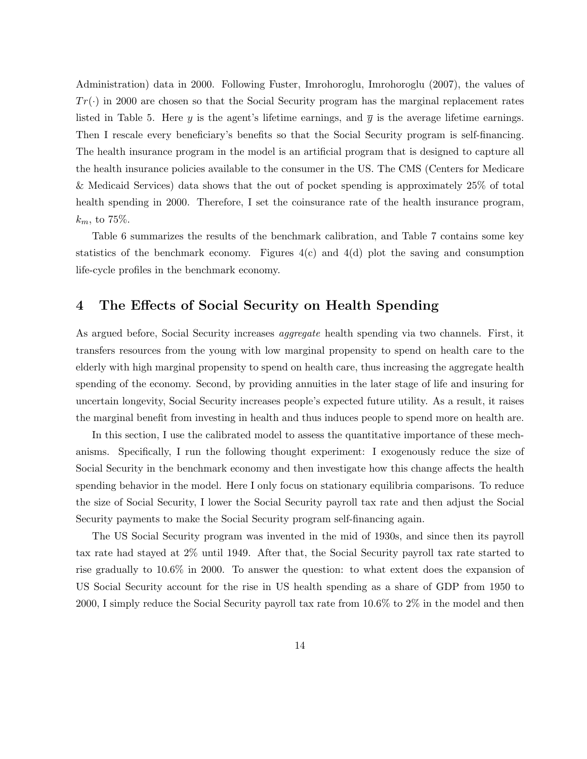Administration) data in 2000. Following Fuster, Imrohoroglu, Imrohoroglu (2007), the values of $Tr(\cdot)$ in 2000 are chosen so that the Social Security program has the marginal replacement rates listed in Table 5. Here $y$ is the agent's lifetime earnings, and $\overline{y}$ is the average lifetime earnings. Then I rescale every beneficiary's benefits so that the Social Security program is self-financing. The health insurance program in the model is an artificial program that is designed to capture all the health insurance policies available to the consumer in the US. The CMS (Centers for Medicare & Medicaid Services) data shows that the out of pocket spending is approximately 25% of total health spending in 2000. Therefore, I set the coinsurance rate of the health insurance program, $k_m$, to 75%.

Table 6 summarizes the results of the benchmark calibration, and Table 7 contains some key statistics of the benchmark economy. Figures 4(c) and 4(d) plot the saving and consumption life-cycle profiles in the benchmark economy.

# 4 The Effects of Social Security on Health Spending

As argued before, Social Security increases *aggregate* health spending via two channels. First, it transfers resources from the young with low marginal propensity to spend on health care to the elderly with high marginal propensity to spend on health care, thus increasing the aggregate health spending of the economy. Second, by providing annuities in the later stage of life and insuring for uncertain longevity, Social Security increases people's expected future utility. As a result, it raises the marginal benefit from investing in health and thus induces people to spend more on health are.

In this section, I use the calibrated model to assess the quantitative importance of these mechanisms. Specifically, I run the following thought experiment: I exogenously reduce the size of Social Security in the benchmark economy and then investigate how this change affects the health spending behavior in the model. Here I only focus on stationary equilibria comparisons. To reduce the size of Social Security, I lower the Social Security payroll tax rate and then adjust the Social Security payments to make the Social Security program self-financing again.

The US Social Security program was invented in the mid of 1930s, and since then its payroll tax rate had stayed at 2% until 1949. After that, the Social Security payroll tax rate started to rise gradually to 10.6% in 2000. To answer the question: to what extent does the expansion of US Social Security account for the rise in US health spending as a share of GDP from 1950 to 2000, I simply reduce the Social Security payroll tax rate from 10.6% to 2% in the model and then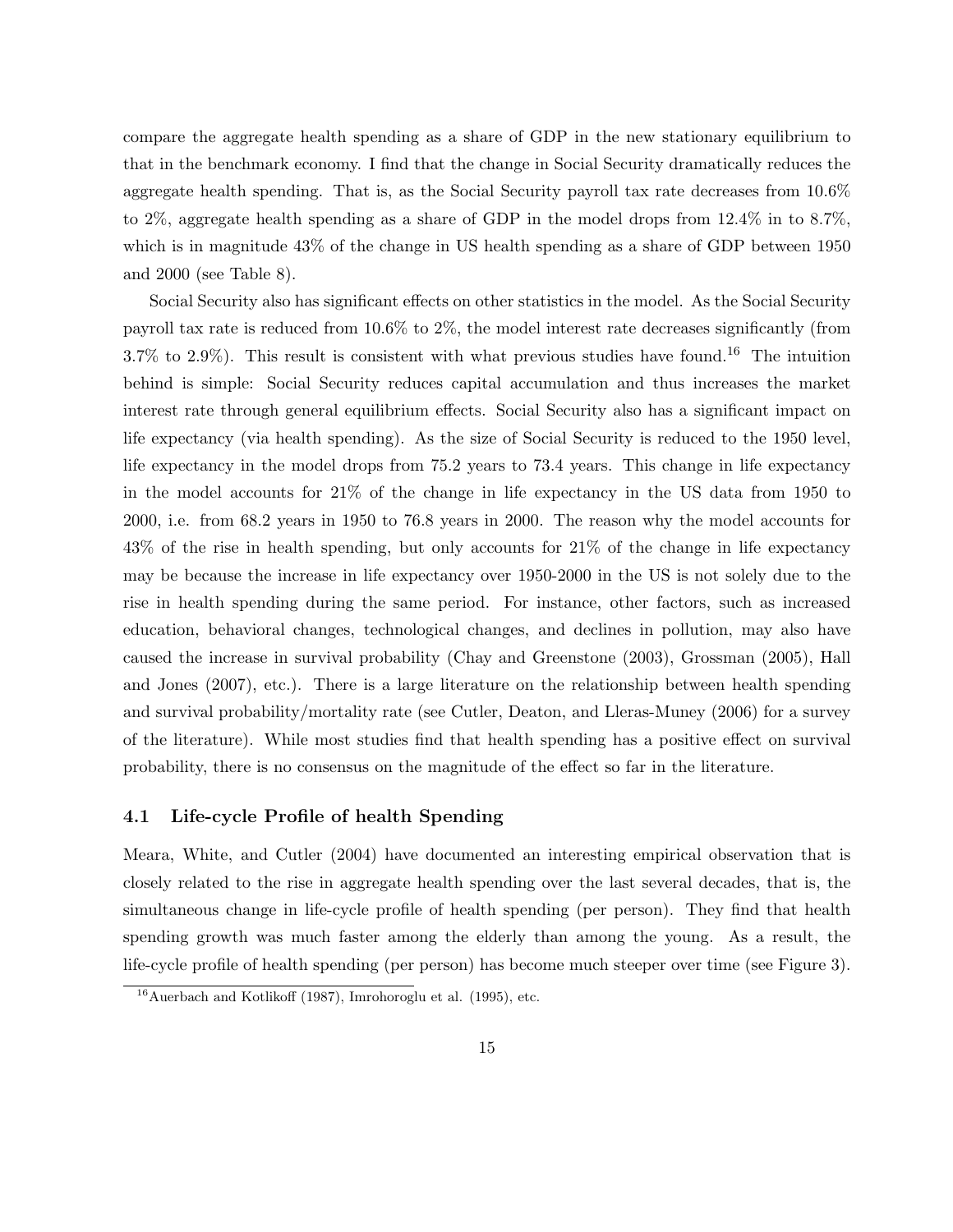compare the aggregate health spending as a share of GDP in the new stationary equilibrium to that in the benchmark economy. I find that the change in Social Security dramatically reduces the aggregate health spending. That is, as the Social Security payroll tax rate decreases from 10.6% to 2%, aggregate health spending as a share of GDP in the model drops from 12.4% in to 8.7%, which is in magnitude 43% of the change in US health spending as a share of GDP between 1950 and 2000 (see Table 8).

Social Security also has significant effects on other statistics in the model. As the Social Security payroll tax rate is reduced from 10.6% to 2%, the model interest rate decreases significantly (from 3.7% to 2.9%). This result is consistent with what previous studies have found.[16] The intuition behind is simple: Social Security reduces capital accumulation and thus increases the market interest rate through general equilibrium effects. Social Security also has a significant impact on life expectancy (via health spending). As the size of Social Security is reduced to the 1950 level, life expectancy in the model drops from 75.2 years to 73.4 years. This change in life expectancy in the model accounts for 21% of the change in life expectancy in the US data from 1950 to 2000, i.e. from 68.2 years in 1950 to 76.8 years in 2000. The reason why the model accounts for 43% of the rise in health spending, but only accounts for 21% of the change in life expectancy may be because the increase in life expectancy over 1950-2000 in the US is not solely due to the rise in health spending during the same period. For instance, other factors, such as increased education, behavioral changes, technological changes, and declines in pollution, may also have caused the increase in survival probability (Chay and Greenstone (2003), Grossman (2005), Hall and Jones (2007), etc.). There is a large literature on the relationship between health spending and survival probability/mortality rate (see Cutler, Deaton, and Lleras-Muney (2006) for a survey of the literature). While most studies find that health spending has a positive effect on survival probability, there is no consensus on the magnitude of the effect so far in the literature.

### 4.1 Life-cycle Profile of health Spending

Meara, White, and Cutler (2004) have documented an interesting empirical observation that is closely related to the rise in aggregate health spending over the last several decades, that is, the simultaneous change in life-cycle profile of health spending (per person). They find that health spending growth was much faster among the elderly than among the young. As a result, the life-cycle profile of health spending (per person) has become much steeper over time (see Figure 3).

[16] Auerbach and Kotlikoff (1987), Imrohoroglu et al. (1995), etc.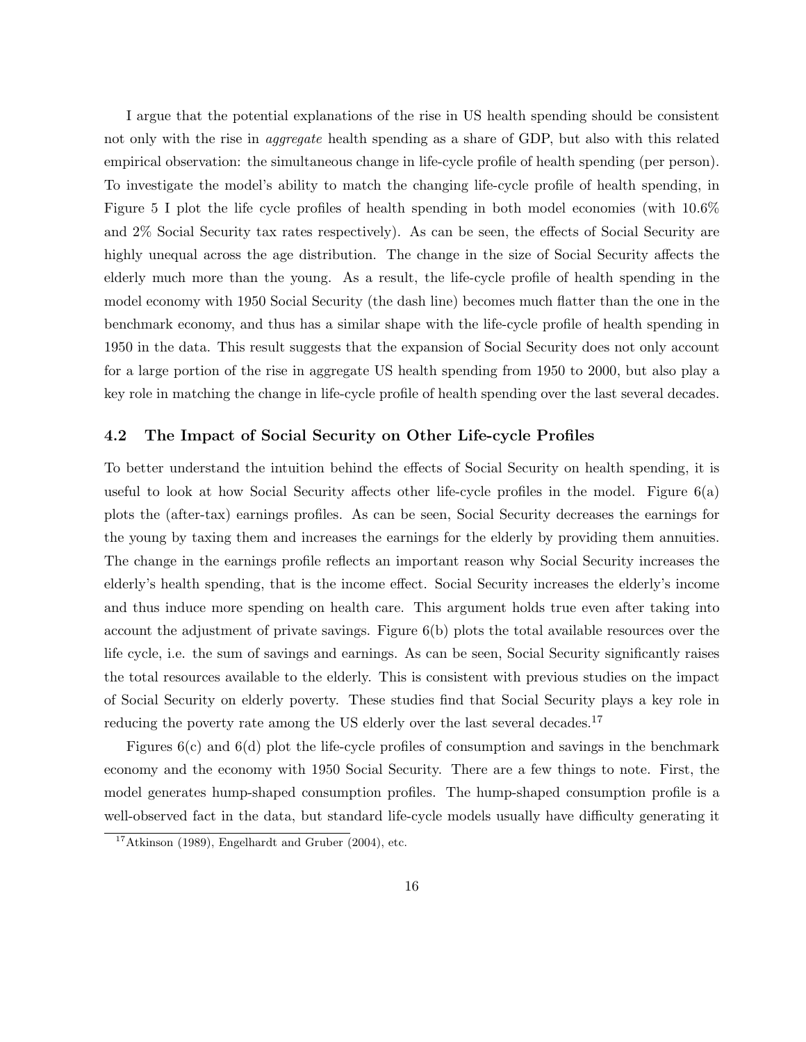I argue that the potential explanations of the rise in US health spending should be consistent not only with the rise in *aggregate* health spending as a share of GDP, but also with this related empirical observation: the simultaneous change in life-cycle profile of health spending (per person). To investigate the model's ability to match the changing life-cycle profile of health spending, in Figure 5 I plot the life cycle profiles of health spending in both model economies (with 10.6% and 2% Social Security tax rates respectively). As can be seen, the effects of Social Security are highly unequal across the age distribution. The change in the size of Social Security affects the elderly much more than the young. As a result, the life-cycle profile of health spending in the model economy with 1950 Social Security (the dash line) becomes much flatter than the one in the benchmark economy, and thus has a similar shape with the life-cycle profile of health spending in 1950 in the data. This result suggests that the expansion of Social Security does not only account for a large portion of the rise in aggregate US health spending from 1950 to 2000, but also play a key role in matching the change in life-cycle profile of health spending over the last several decades.

## 4.2 The Impact of Social Security on Other Life-cycle Profiles

To better understand the intuition behind the effects of Social Security on health spending, it is useful to look at how Social Security affects other life-cycle profiles in the model. Figure 6(a) plots the (after-tax) earnings profiles. As can be seen, Social Security decreases the earnings for the young by taxing them and increases the earnings for the elderly by providing them annuities. The change in the earnings profile reflects an important reason why Social Security increases the elderly's health spending, that is the income effect. Social Security increases the elderly's income and thus induce more spending on health care. This argument holds true even after taking into account the adjustment of private savings. Figure 6(b) plots the total available resources over the life cycle, i.e. the sum of savings and earnings. As can be seen, Social Security significantly raises the total resources available to the elderly. This is consistent with previous studies on the impact of Social Security on elderly poverty. These studies find that Social Security plays a key role in reducing the poverty rate among the US elderly over the last several decades.[17]

Figures 6(c) and 6(d) plot the life-cycle profiles of consumption and savings in the benchmark economy and the economy with 1950 Social Security. There are a few things to note. First, the model generates hump-shaped consumption profiles. The hump-shaped consumption profile is a well-observed fact in the data, but standard life-cycle models usually have difficulty generating it

[17] Atkinson (1989), Engelhardt and Gruber (2004), etc.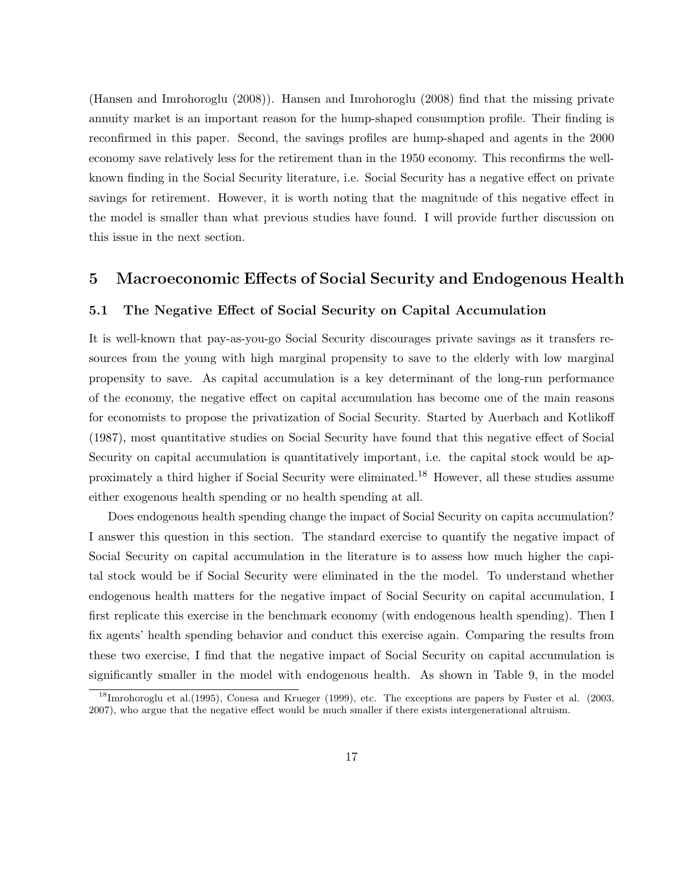(Hansen and Imrohoroglu (2008)). Hansen and Imrohoroglu (2008) find that the missing private annuity market is an important reason for the hump-shaped consumption profile. Their finding is reconfirmed in this paper. Second, the savings profiles are hump-shaped and agents in the 2000 economy save relatively less for the retirement than in the 1950 economy. This reconfirms the well-known finding in the Social Security literature, i.e. Social Security has a negative effect on private savings for retirement. However, it is worth noting that the magnitude of this negative effect in the model is smaller than what previous studies have found. I will provide further discussion on this issue in the next section.

## 5 Macroeconomic Effects of Social Security and Endogenous Health

### 5.1 The Negative Effect of Social Security on Capital Accumulation

It is well-known that pay-as-you-go Social Security discourages private savings as it transfers resources from the young with high marginal propensity to save to the elderly with low marginal propensity to save. As capital accumulation is a key determinant of the long-run performance of the economy, the negative effect on capital accumulation has become one of the main reasons for economists to propose the privatization of Social Security. Started by Auerbach and Kotlikoff (1987), most quantitative studies on Social Security have found that this negative effect of Social Security on capital accumulation is quantitatively important, i.e. the capital stock would be approximately a third higher if Social Security were eliminated.[18] However, all these studies assume either exogenous health spending or no health spending at all.

Does endogenous health spending change the impact of Social Security on capita accumulation? I answer this question in this section. The standard exercise to quantify the negative impact of Social Security on capital accumulation in the literature is to assess how much higher the capital stock would be if Social Security were eliminated in the the model. To understand whether endogenous health matters for the negative impact of Social Security on capital accumulation, I first replicate this exercise in the benchmark economy (with endogenous health spending). Then I fix agents' health spending behavior and conduct this exercise again. Comparing the results from these two exercise, I find that the negative impact of Social Security on capital accumulation is significantly smaller in the model with endogenous health. As shown in Table 9, in the model

[18] Imrohoroglu et al.(1995), Conesa and Krueger (1999), etc. The exceptions are papers by Fuster et al. (2003, 2007), who argue that the negative effect would be much smaller if there exists intergenerational altruism.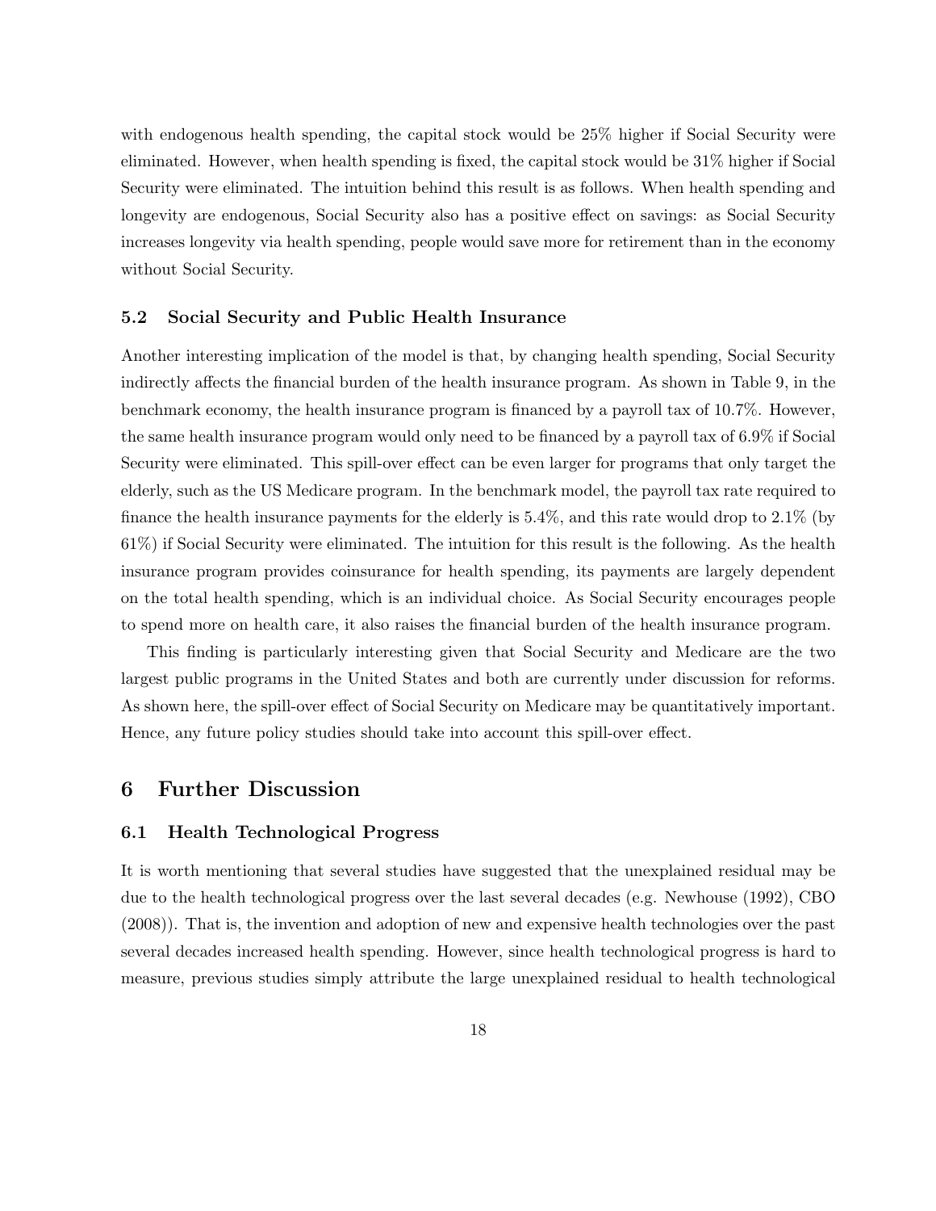with endogenous health spending, the capital stock would be 25% higher if Social Security were eliminated. However, when health spending is fixed, the capital stock would be 31% higher if Social Security were eliminated. The intuition behind this result is as follows. When health spending and longevity are endogenous, Social Security also has a positive effect on savings: as Social Security increases longevity via health spending, people would save more for retirement than in the economy without Social Security.

### 5.2 Social Security and Public Health Insurance

Another interesting implication of the model is that, by changing health spending, Social Security indirectly affects the financial burden of the health insurance program. As shown in Table 9, in the benchmark economy, the health insurance program is financed by a payroll tax of 10.7%. However, the same health insurance program would only need to be financed by a payroll tax of 6.9% if Social Security were eliminated. This spill-over effect can be even larger for programs that only target the elderly, such as the US Medicare program. In the benchmark model, the payroll tax rate required to finance the health insurance payments for the elderly is 5.4%, and this rate would drop to 2.1% (by 61%) if Social Security were eliminated. The intuition for this result is the following. As the health insurance program provides coinsurance for health spending, its payments are largely dependent on the total health spending, which is an individual choice. As Social Security encourages people to spend more on health care, it also raises the financial burden of the health insurance program.

This finding is particularly interesting given that Social Security and Medicare are the two largest public programs in the United States and both are currently under discussion for reforms. As shown here, the spill-over effect of Social Security on Medicare may be quantitatively important. Hence, any future policy studies should take into account this spill-over effect.

## 6 Further Discussion

### 6.1 Health Technological Progress

It is worth mentioning that several studies have suggested that the unexplained residual may be due to the health technological progress over the last several decades (e.g. Newhouse (1992), CBO (2008)). That is, the invention and adoption of new and expensive health technologies over the past several decades increased health spending. However, since health technological progress is hard to measure, previous studies simply attribute the large unexplained residual to health technological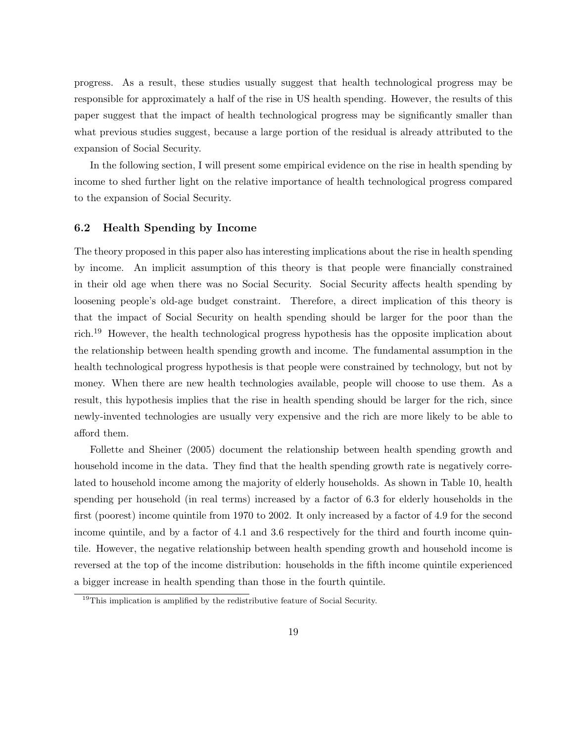progress. As a result, these studies usually suggest that health technological progress may be responsible for approximately a half of the rise in US health spending. However, the results of this paper suggest that the impact of health technological progress may be significantly smaller than what previous studies suggest, because a large portion of the residual is already attributed to the expansion of Social Security.

In the following section, I will present some empirical evidence on the rise in health spending by income to shed further light on the relative importance of health technological progress compared to the expansion of Social Security.

### 6.2 Health Spending by Income

The theory proposed in this paper also has interesting implications about the rise in health spending by income. An implicit assumption of this theory is that people were financially constrained in their old age when there was no Social Security. Social Security affects health spending by loosening people's old-age budget constraint. Therefore, a direct implication of this theory is that the impact of Social Security on health spending should be larger for the poor than the rich.[19] However, the health technological progress hypothesis has the opposite implication about the relationship between health spending growth and income. The fundamental assumption in the health technological progress hypothesis is that people were constrained by technology, but not by money. When there are new health technologies available, people will choose to use them. As a result, this hypothesis implies that the rise in health spending should be larger for the rich, since newly-invented technologies are usually very expensive and the rich are more likely to be able to afford them.

Follette and Sheiner (2005) document the relationship between health spending growth and household income in the data. They find that the health spending growth rate is negatively correlated to household income among the majority of elderly households. As shown in Table 10, health spending per household (in real terms) increased by a factor of 6.3 for elderly households in the first (poorest) income quintile from 1970 to 2002. It only increased by a factor of 4.9 for the second income quintile, and by a factor of 4.1 and 3.6 respectively for the third and fourth income quintile. However, the negative relationship between health spending growth and household income is reversed at the top of the income distribution: households in the fifth income quintile experienced a bigger increase in health spending than those in the fourth quintile.

[19] This implication is amplified by the redistributive feature of Social Security.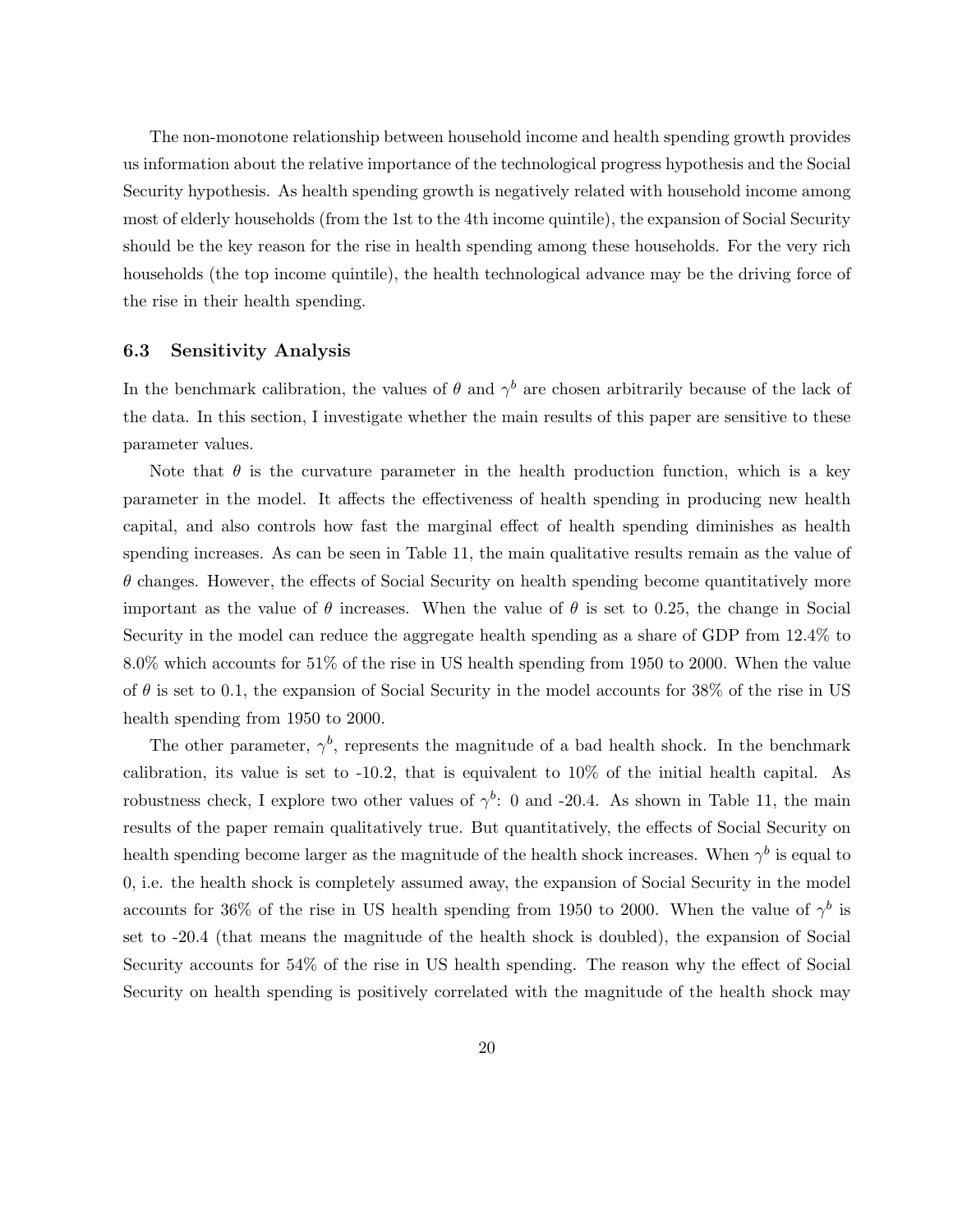The non-monotone relationship between household income and health spending growth provides us information about the relative importance of the technological progress hypothesis and the Social Security hypothesis. As health spending growth is negatively related with household income among most of elderly households (from the 1st to the 4th income quintile), the expansion of Social Security should be the key reason for the rise in health spending among these households. For the very rich households (the top income quintile), the health technological advance may be the driving force of the rise in their health spending.

### 6.3 Sensitivity Analysis

In the benchmark calibration, the values of $\theta$ and $\gamma^b$ are chosen arbitrarily because of the lack of the data. In this section, I investigate whether the main results of this paper are sensitive to these parameter values.

Note that $\theta$ is the curvature parameter in the health production function, which is a key parameter in the model. It affects the effectiveness of health spending in producing new health capital, and also controls how fast the marginal effect of health spending diminishes as health spending increases. As can be seen in Table 11, the main qualitative results remain as the value of $\theta$ changes. However, the effects of Social Security on health spending become quantitatively more important as the value of $\theta$ increases. When the value of $\theta$ is set to 0.25, the change in Social Security in the model can reduce the aggregate health spending as a share of GDP from 12.4% to 8.0% which accounts for 51% of the rise in US health spending from 1950 to 2000. When the value of $\theta$ is set to 0.1, the expansion of Social Security in the model accounts for 38% of the rise in US health spending from 1950 to 2000.

The other parameter, $\gamma^b$, represents the magnitude of a bad health shock. In the benchmark calibration, its value is set to -10.2, that is equivalent to 10% of the initial health capital. As robustness check, I explore two other values of $\gamma^b$: 0 and -20.4. As shown in Table 11, the main results of the paper remain qualitatively true. But quantitatively, the effects of Social Security on health spending become larger as the magnitude of the health shock increases. When $\gamma^b$ is equal to 0, i.e. the health shock is completely assumed away, the expansion of Social Security in the model accounts for 36% of the rise in US health spending from 1950 to 2000. When the value of $\gamma^b$ is set to -20.4 (that means the magnitude of the health shock is doubled), the expansion of Social Security accounts for 54% of the rise in US health spending. The reason why the effect of Social Security on health spending is positively correlated with the magnitude of the health shock may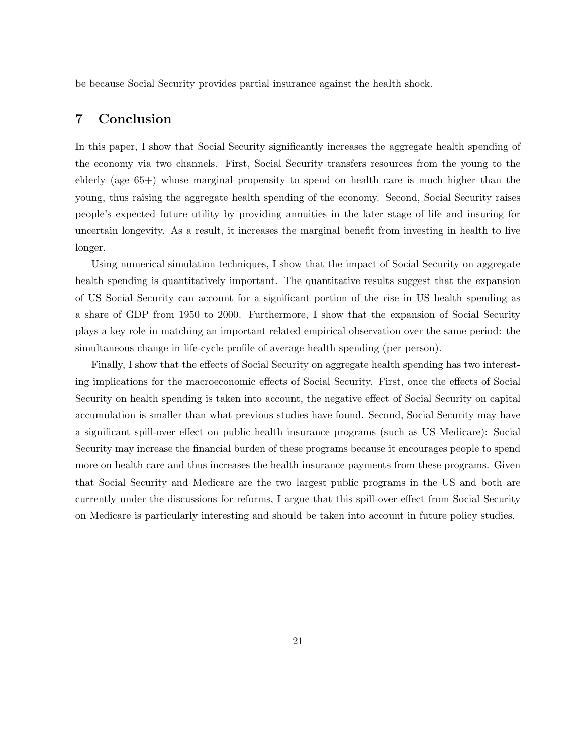be because Social Security provides partial insurance against the health shock.

## 7 Conclusion

In this paper, I show that Social Security significantly increases the aggregate health spending of the economy via two channels. First, Social Security transfers resources from the young to the elderly (age 65+) whose marginal propensity to spend on health care is much higher than the young, thus raising the aggregate health spending of the economy. Second, Social Security raises people's expected future utility by providing annuities in the later stage of life and insuring for uncertain longevity. As a result, it increases the marginal benefit from investing in health to live longer.

Using numerical simulation techniques, I show that the impact of Social Security on aggregate health spending is quantitatively important. The quantitative results suggest that the expansion of US Social Security can account for a significant portion of the rise in US health spending as a share of GDP from 1950 to 2000. Furthermore, I show that the expansion of Social Security plays a key role in matching an important related empirical observation over the same period: the simultaneous change in life-cycle profile of average health spending (per person).

Finally, I show that the effects of Social Security on aggregate health spending has two interesting implications for the macroeconomic effects of Social Security. First, once the effects of Social Security on health spending is taken into account, the negative effect of Social Security on capital accumulation is smaller than what previous studies have found. Second, Social Security may have a significant spill-over effect on public health insurance programs (such as US Medicare): Social Security may increase the financial burden of these programs because it encourages people to spend more on health care and thus increases the health insurance payments from these programs. Given that Social Security and Medicare are the two largest public programs in the US and both are currently under the discussions for reforms, I argue that this spill-over effect from Social Security on Medicare is particularly interesting and should be taken into account in future policy studies.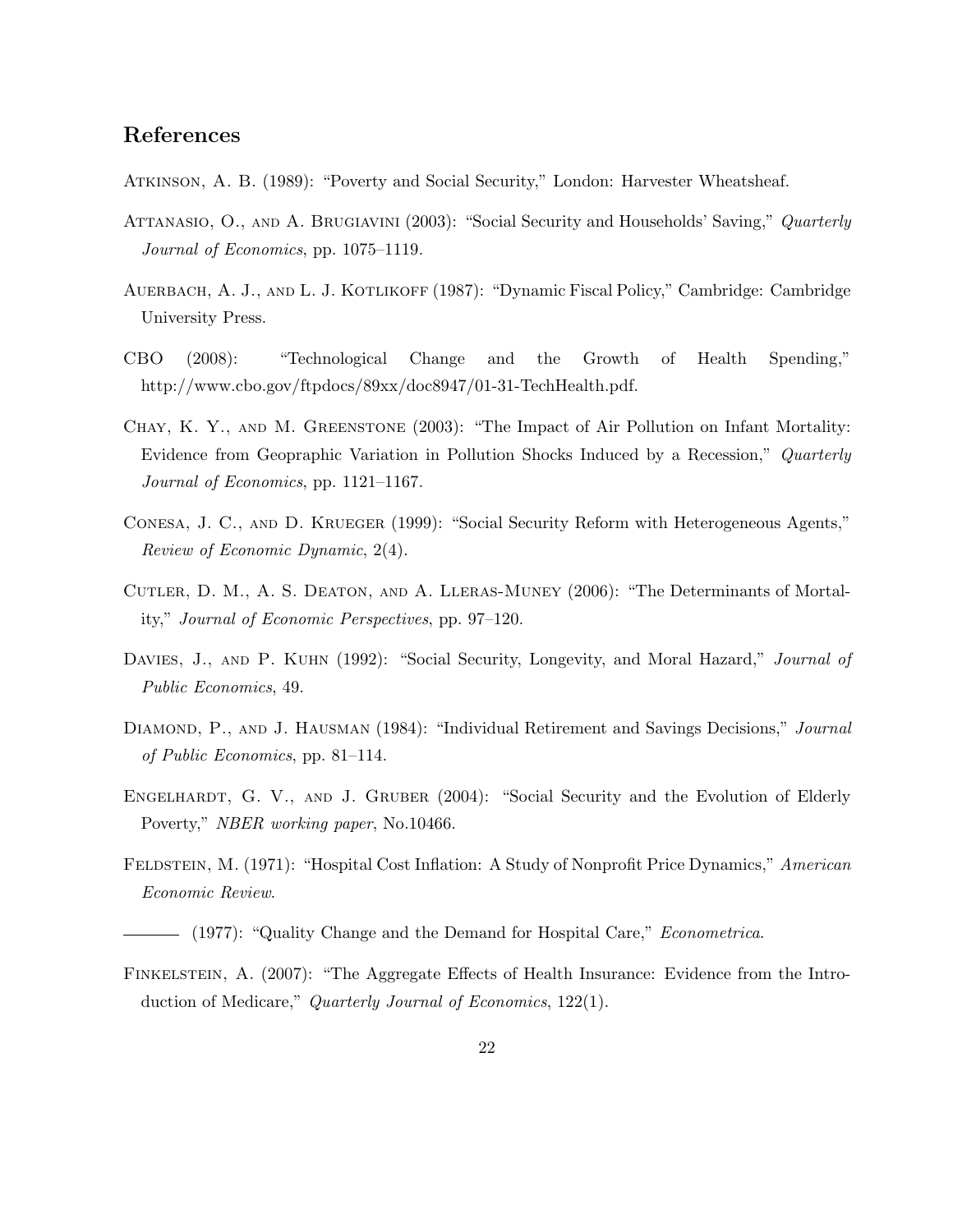## References

Atkinson, A. B. (1989): "Poverty and Social Security," London: Harvester Wheatsheaf.

Attanasio, O., and A. Brugiavini (2003): "Social Security and Households' Saving," *Quarterly Journal of Economics*, pp. 1075–1119.

Auerbach, A. J., and L. J. Kotlikoff (1987): "Dynamic Fiscal Policy," Cambridge: Cambridge University Press.

CBO (2008): "Technological Change and the Growth of Health Spending," http://www.cbo.gov/ftpdocs/89xx/doc8947/01-31-TechHealth.pdf.

Chay, K. Y., and M. Greenstone (2003): "The Impact of Air Pollution on Infant Mortality: Evidence from Geopraphic Variation in Pollution Shocks Induced by a Recession," *Quarterly Journal of Economics*, pp. 1121–1167.

Conesa, J. C., and D. Krueger (1999): "Social Security Reform with Heterogeneous Agents," *Review of Economic Dynamic*, 2(4).

Cutler, D. M., A. S. Deaton, and A. Lleras-Muney (2006): "The Determinants of Mortality," *Journal of Economic Perspectives*, pp. 97–120.

Davies, J., and P. Kuhn (1992): "Social Security, Longevity, and Moral Hazard," *Journal of Public Economics*, 49.

Diamond, P., and J. Hausman (1984): "Individual Retirement and Savings Decisions," *Journal of Public Economics*, pp. 81–114.

Engelhardt, G. V., and J. Gruber (2004): "Social Security and the Evolution of Elderly Poverty," *NBER working paper*, No.10466.

Feldstein, M. (1971): "Hospital Cost Inflation: A Study of Nonprofit Price Dynamics," *American Economic Review*.

——— (1977): "Quality Change and the Demand for Hospital Care," *Econometrica*.

Finkelstein, A. (2007): "The Aggregate Effects of Health Insurance: Evidence from the Introduction of Medicare," *Quarterly Journal of Economics*, 122(1).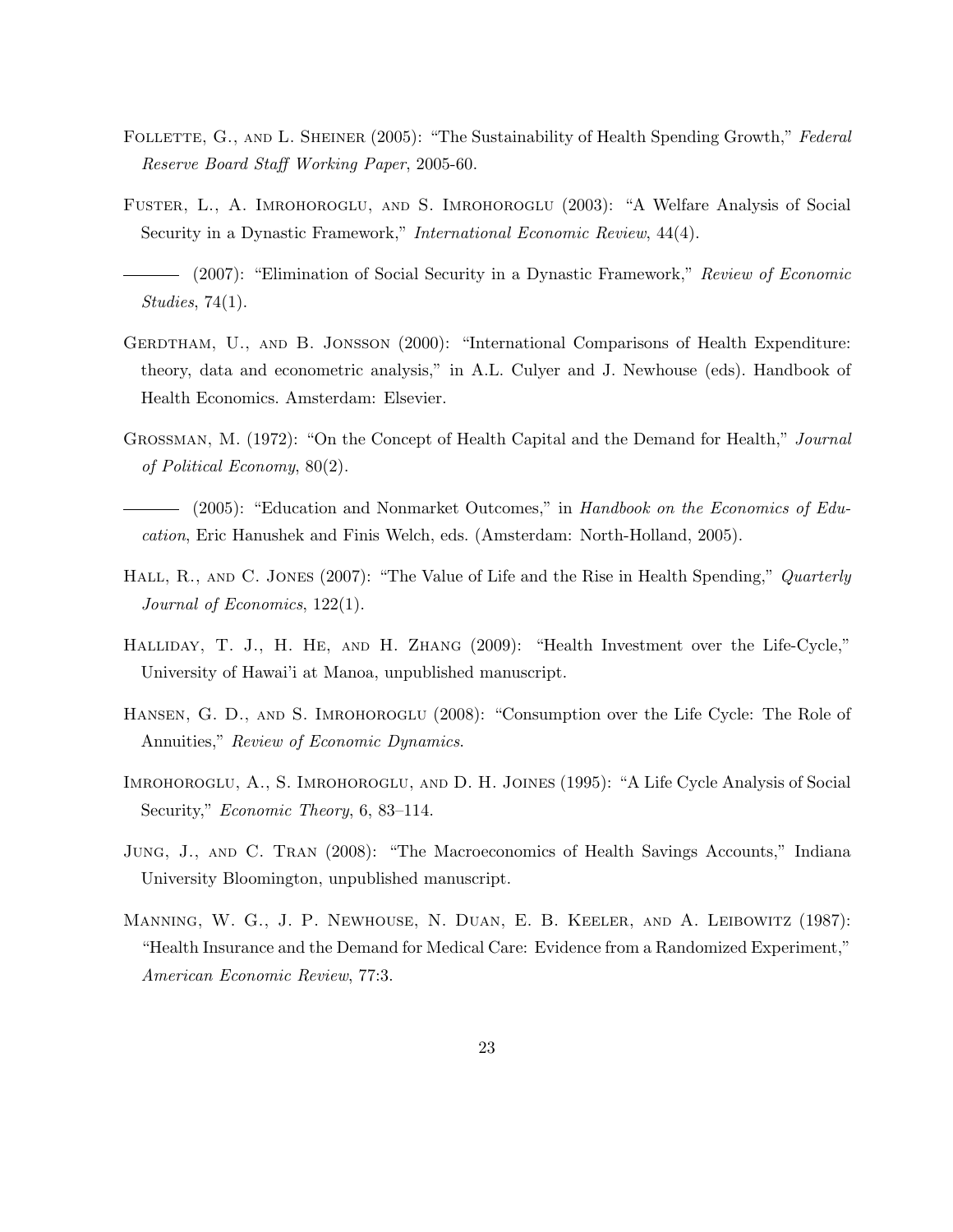Follette, G., and L. Sheiner (2005): "The Sustainability of Health Spending Growth," *Federal Reserve Board Staff Working Paper*, 2005-60.

Fuster, L., A. Imrohoroglu, and S. Imrohoroglu (2003): "A Welfare Analysis of Social Security in a Dynastic Framework," *International Economic Review*, 44(4).

——— (2007): "Elimination of Social Security in a Dynastic Framework," *Review of Economic Studies*, 74(1).

Gerdtham, U., and B. Jonsson (2000): "International Comparisons of Health Expenditure: theory, data and econometric analysis," in A.L. Culyer and J. Newhouse (eds). Handbook of Health Economics. Amsterdam: Elsevier.

Grossman, M. (1972): "On the Concept of Health Capital and the Demand for Health," *Journal of Political Economy*, 80(2).

——— (2005): "Education and Nonmarket Outcomes," in *Handbook on the Economics of Education*, Eric Hanushek and Finis Welch, eds. (Amsterdam: North-Holland, 2005).

Hall, R., and C. Jones (2007): "The Value of Life and the Rise in Health Spending," *Quarterly Journal of Economics*, 122(1).

Halliday, T. J., H. He, and H. Zhang (2009): "Health Investment over the Life-Cycle," University of Hawai'i at Manoa, unpublished manuscript.

Hansen, G. D., and S. Imrohoroglu (2008): "Consumption over the Life Cycle: The Role of Annuities," *Review of Economic Dynamics*.

Imrohoroglu, A., S. Imrohoroglu, and D. H. Joines (1995): "A Life Cycle Analysis of Social Security," *Economic Theory*, 6, 83–114.

Jung, J., and C. Tran (2008): "The Macroeconomics of Health Savings Accounts," Indiana University Bloomington, unpublished manuscript.

Manning, W. G., J. P. Newhouse, N. Duan, E. B. Keeler, and A. Leibowitz (1987): "Health Insurance and the Demand for Medical Care: Evidence from a Randomized Experiment," *American Economic Review*, 77:3.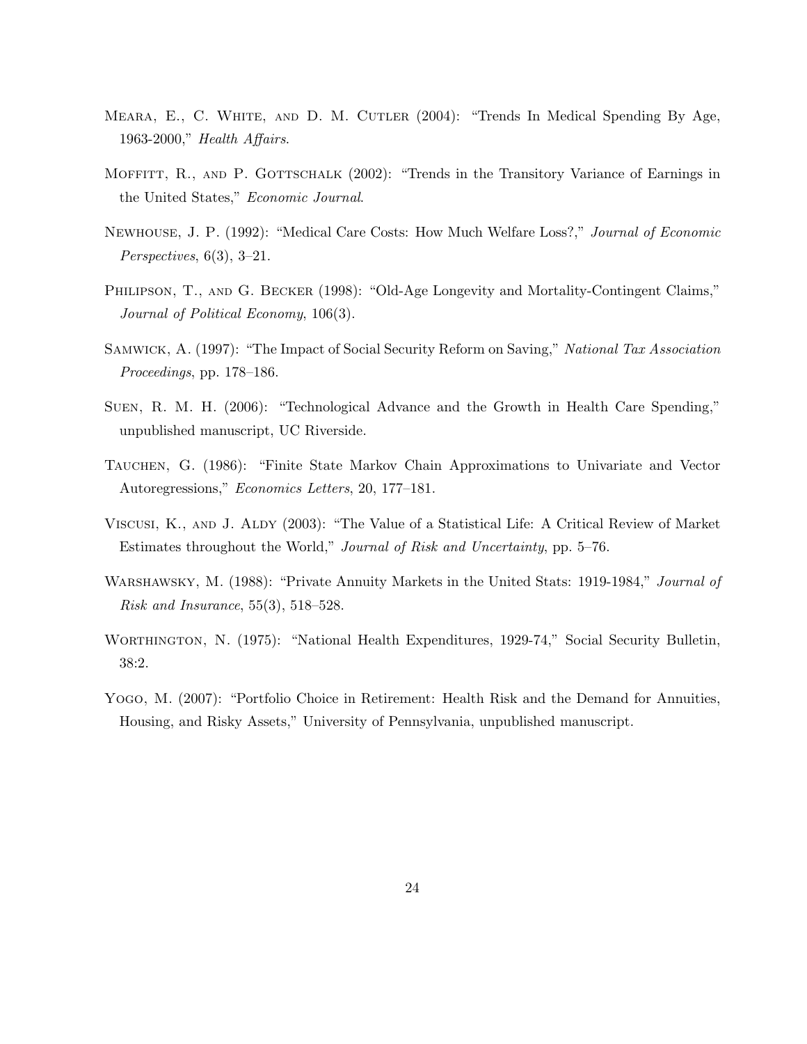Meara, E., C. White, and D. M. Cutler (2004): "Trends In Medical Spending By Age, 1963-2000," *Health Affairs*.

Moffitt, R., and P. Gottschalk (2002): "Trends in the Transitory Variance of Earnings in the United States," *Economic Journal*.

Newhouse, J. P. (1992): "Medical Care Costs: How Much Welfare Loss?," *Journal of Economic Perspectives*, 6(3), 3–21.

Philipson, T., and G. Becker (1998): "Old-Age Longevity and Mortality-Contingent Claims," *Journal of Political Economy*, 106(3).

Samwick, A. (1997): "The Impact of Social Security Reform on Saving," *National Tax Association Proceedings*, pp. 178–186.

Suen, R. M. H. (2006): "Technological Advance and the Growth in Health Care Spending," unpublished manuscript, UC Riverside.

Tauchen, G. (1986): "Finite State Markov Chain Approximations to Univariate and Vector Autoregressions," *Economics Letters*, 20, 177–181.

Viscusi, K., and J. Aldy (2003): "The Value of a Statistical Life: A Critical Review of Market Estimates throughout the World," *Journal of Risk and Uncertainty*, pp. 5–76.

Warshawsky, M. (1988): "Private Annuity Markets in the United Stats: 1919-1984," *Journal of Risk and Insurance*, 55(3), 518–528.

Worthington, N. (1975): "National Health Expenditures, 1929-74," Social Security Bulletin, 38:2.

Yogo, M. (2007): "Portfolio Choice in Retirement: Health Risk and the Demand for Annuities, Housing, and Risky Assets," University of Pennsylvania, unpublished manuscript.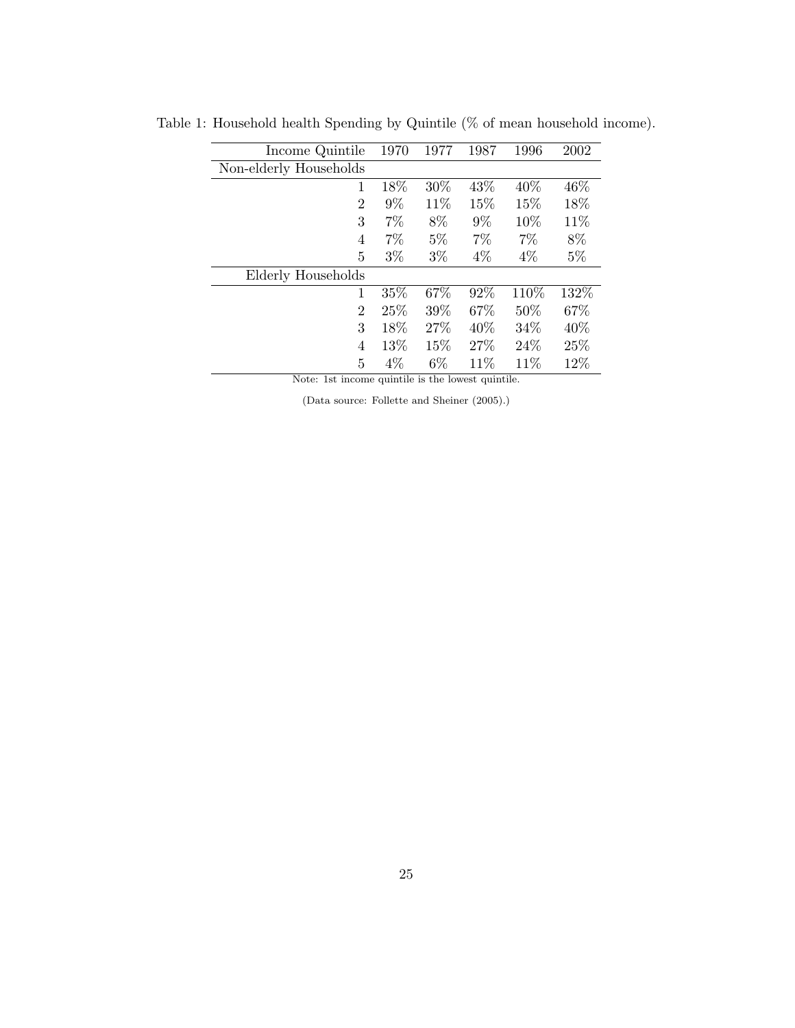Table 1: Household health Spending by Quintile (% of mean household income).

| Income Quintile | 1970 | 1977 | 1987 | 1996 | 2002 |
|---|---|---|---|---|---|
| Non-elderly Households | | | | | |
| 1 | 18% | 30% | 43% | 40% | 46% |
| 2 | 9% | 11% | 15% | 15% | 18% |
| 3 | 7% | 8% | 9% | 10% | 11% |
| 4 | 7% | 5% | 7% | 7% | 8% |
| 5 | 3% | 3% | 4% | 4% | 5% |
| Elderly Households | | | | | |
| 1 | 35% | 67% | 92% | 110% | 132% |
| 2 | 25% | 39% | 67% | 50% | 67% |
| 3 | 18% | 27% | 40% | 34% | 40% |
| 4 | 13% | 15% | 27% | 24% | 25% |
| 5 | 4% | 6% | 11% | 11% | 12% |

Note: 1st income quintile is the lowest quintile.

(Data source: Follette and Sheiner (2005).)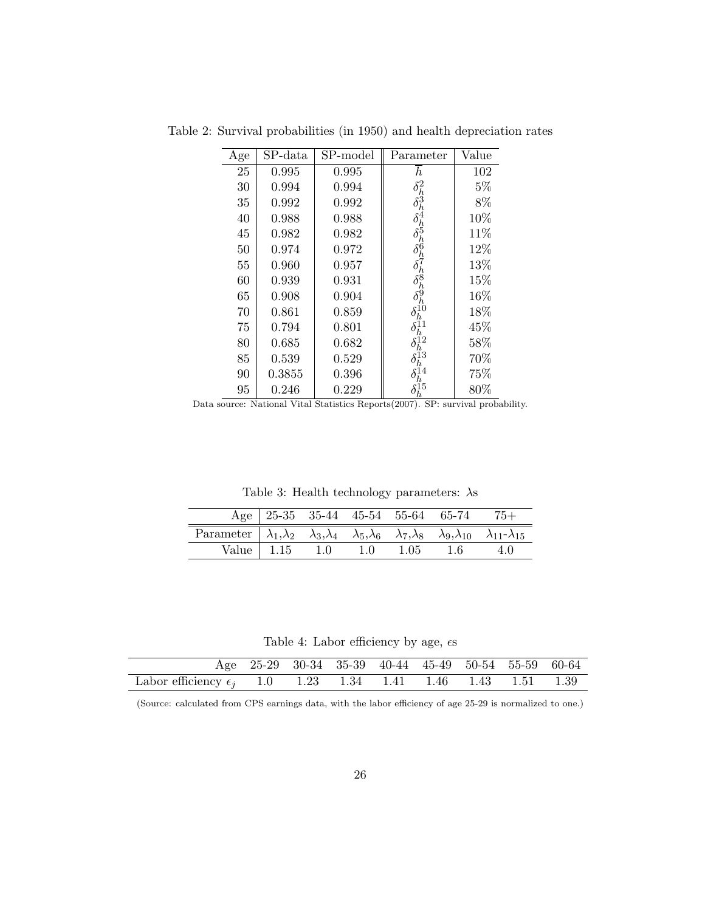Table 2: Survival probabilities (in 1950) and health depreciation rates

| Age | SP-data | SP-model | Parameter | Value |
|---|---|---|---|---|
| 25 | 0.995 | 0.995 | $\bar{h}$ | 102 |
| 30 | 0.994 | 0.994 | $\delta_h^2$ | 5% |
| 35 | 0.992 | 0.992 | $\delta_h^3$ | 8% |
| 40 | 0.988 | 0.988 | $\delta_h^4$ | 10% |
| 45 | 0.982 | 0.982 | $\delta_h^5$ | 11% |
| 50 | 0.974 | 0.972 | $\delta_h^6$ | 12% |
| 55 | 0.960 | 0.957 | $\delta_h^7$ | 13% |
| 60 | 0.939 | 0.931 | $\delta_h^8$ | 15% |
| 65 | 0.908 | 0.904 | $\delta_h^9$ | 16% |
| 70 | 0.861 | 0.859 | $\delta_h^{10}$ | 18% |
| 75 | 0.794 | 0.801 | $\delta_h^{11}$ | 45% |
| 80 | 0.685 | 0.682 | $\delta_h^{12}$ | 58% |
| 85 | 0.539 | 0.529 | $\delta_h^{13}$ | 70% |
| 90 | 0.3855 | 0.396 | $\delta_h^{14}$ | 75% |
| 95 | 0.246 | 0.229 | $\delta_h^{15}$ | 80% |

Data source: National Vital Statistics Reports(2007). SP: survival probability.

Table 3: Health technology parameters: $\lambda$s

| Age | 25-35 | 35-44 | 45-54 | 55-64 | 65-74 | 75+ |
|---|---|---|---|---|---|---|
| Parameter | $\lambda_1$,$\lambda_2$ | $\lambda_3$,$\lambda_4$ | $\lambda_5$,$\lambda_6$ | $\lambda_7$,$\lambda_8$ | $\lambda_9$,$\lambda_{10}$ | $\lambda_{11}$-$\lambda_{15}$ |
| Value | 1.15 | 1.0 | 1.0 | 1.05 | 1.6 | 4.0 |

Table 4: Labor efficiency by age, $\epsilon$s

| Age | 25-29 | 30-34 | 35-39 | 40-44 | 45-49 | 50-54 | 55-59 | 60-64 |
|---|---|---|---|---|---|---|---|---|
| Labor efficiency $\epsilon_j$ | 1.0 | 1.23 | 1.34 | 1.41 | 1.46 | 1.43 | 1.51 | 1.39 |

(Source: calculated from CPS earnings data, with the labor efficiency of age 25-29 is normalized to one.)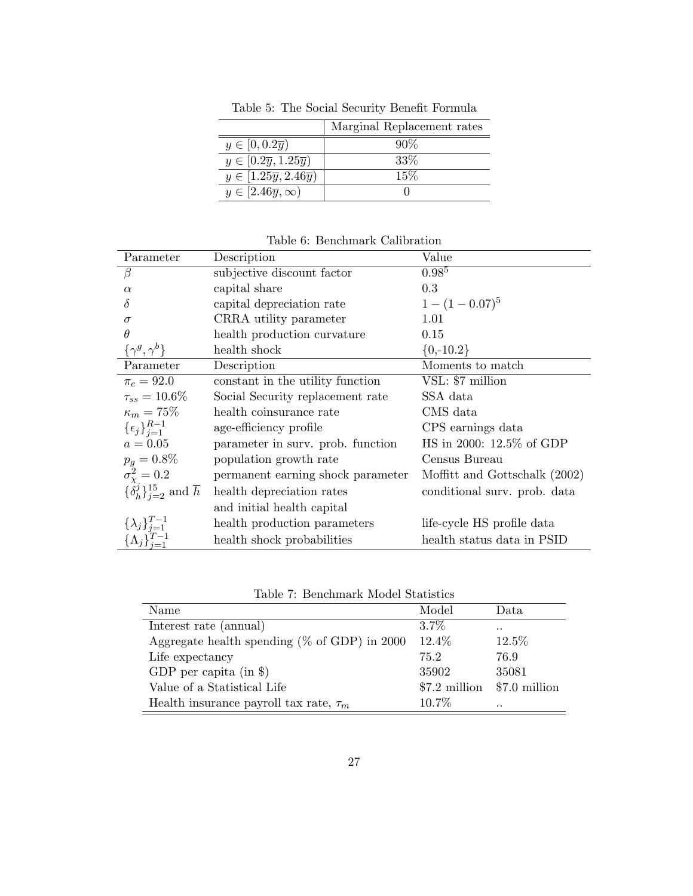Table 5: The Social Security Benefit Formula

| | Marginal Replacement rates |
|---|---|
| $y \in [0, 0.2\overline{y})$ | 90% |
| $y \in [0.2\overline{y}, 1.25\overline{y})$ | 33% |
| $y \in [1.25\overline{y}, 2.46\overline{y})$ | 15% |
| $y \in [2.46\overline{y}, \infty)$ | 0 |

Table 6: Benchmark Calibration

| Parameter | Description | Value |
|---|---|---|
| $\beta$ | subjective discount factor | $0.98^5$ |
| $\alpha$ | capital share | 0.3 |
| $\delta$ | capital depreciation rate | $1-(1-0.07)^5$ |
| $\sigma$ | CRRA utility parameter | 1.01 |
| $\theta$ | health production curvature | 0.15 |
| $\{\gamma^g, \gamma^b\}$ | health shock | {0,-10.2} |
| **Parameter** | **Description** | **Moments to match** |
| $\pi_c = 92.0$ | constant in the utility function | VSL: $7 million |
| $\tau_{ss} = 10.6\%$ | Social Security replacement rate | SSA data |
| $\kappa_m = 75\%$ | health coinsurance rate | CMS data |
| $\{\epsilon_j\}_{j=1}^{R-1}$ | age-efficiency profile | CPS earnings data |
| $a = 0.05$ | parameter in surv. prob. function | HS in 2000: 12.5% of GDP |
| $p_g = 0.8\%$ | population growth rate | Census Bureau |
| $\sigma_\chi^2 = 0.2$ | permanent earning shock parameter | Moffitt and Gottschalk (2002) |
| $\{\delta_h^j\}_{j=2}^{15}$ and $\overline{h}$ | health depreciation rates and initial health capital | conditional surv. prob. data |
| $\{\lambda_j\}_{j=1}^{T-1}$ | health production parameters | life-cycle HS profile data |
| $\{\Lambda_j\}_{j=1}^{T-1}$ | health shock probabilities | health status data in PSID |

Table 7: Benchmark Model Statistics

| Name | Model | Data |
|---|---|---|
| Interest rate (annual) | 3.7% | .. |
| Aggregate health spending (% of GDP) in 2000 | 12.4% | 12.5% |
| Life expectancy | 75.2 | 76.9 |
| GDP per capita (in $) | 35902 | 35081 |
| Value of a Statistical Life | $7.2 million | $7.0 million |
| Health insurance payroll tax rate, $\tau_m$ | 10.7% | .. |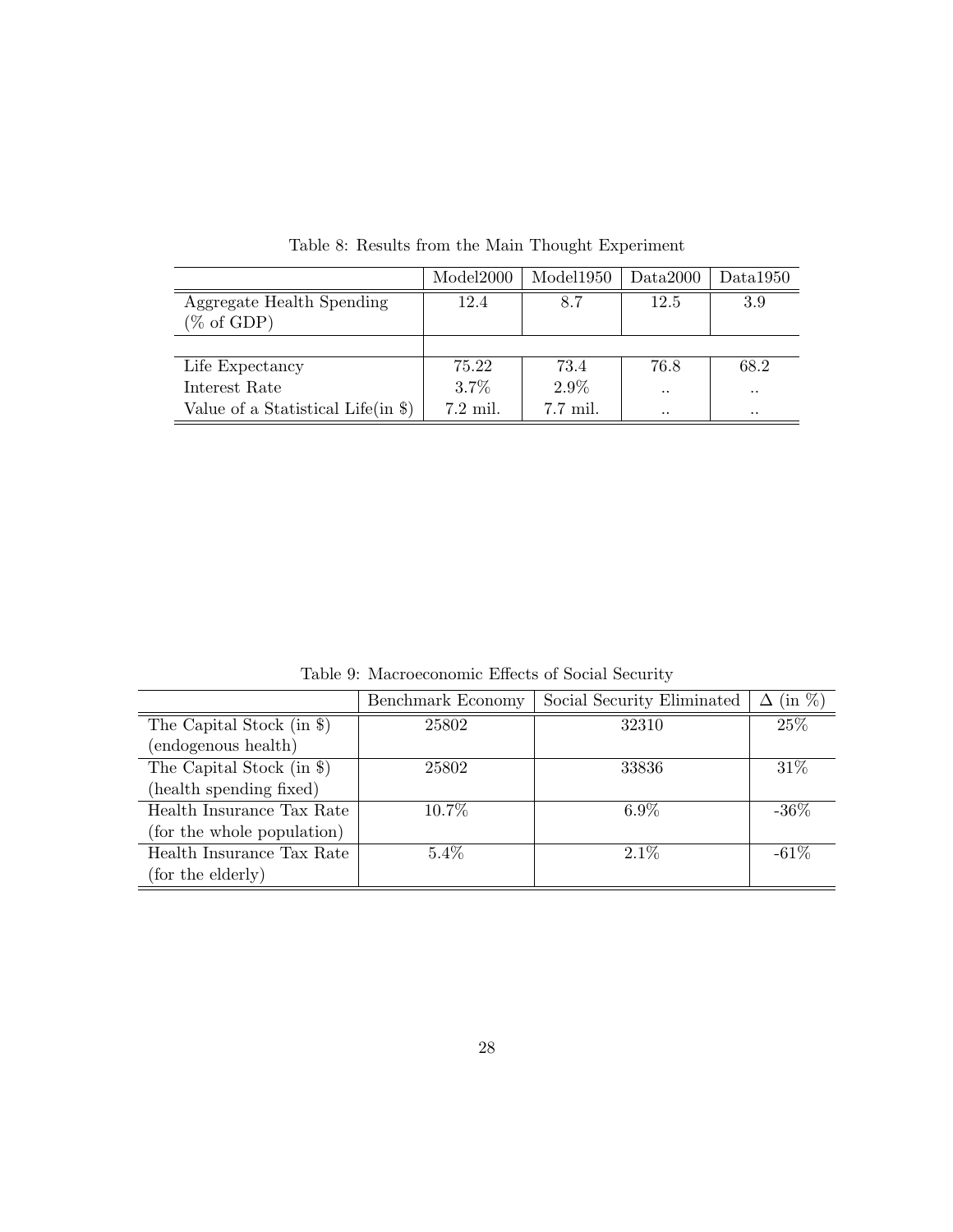Table 8: Results from the Main Thought Experiment

| | Model2000 | Model1950 | Data2000 | Data1950 |
|---|---|---|---|---|
| Aggregate Health Spending (% of GDP) | 12.4 | 8.7 | 12.5 | 3.9 |
| | | | | |
| Life Expectancy | 75.22 | 73.4 | 76.8 | 68.2 |
| Interest Rate | 3.7% | 2.9% | .. | .. |
| Value of a Statistical Life(in $) | 7.2 mil. | 7.7 mil. | .. | .. |

Table 9: Macroeconomic Effects of Social Security

| | Benchmark Economy | Social Security Eliminated | $\Delta$ (in %) |
|---|---|---|---|
| The Capital Stock (in $) (endogenous health) | 25802 | 32310 | 25% |
| The Capital Stock (in $) (health spending fixed) | 25802 | 33836 | 31% |
| Health Insurance Tax Rate (for the whole population) | 10.7% | 6.9% | -36% |
| Health Insurance Tax Rate (for the elderly) | 5.4% | 2.1% | -61% |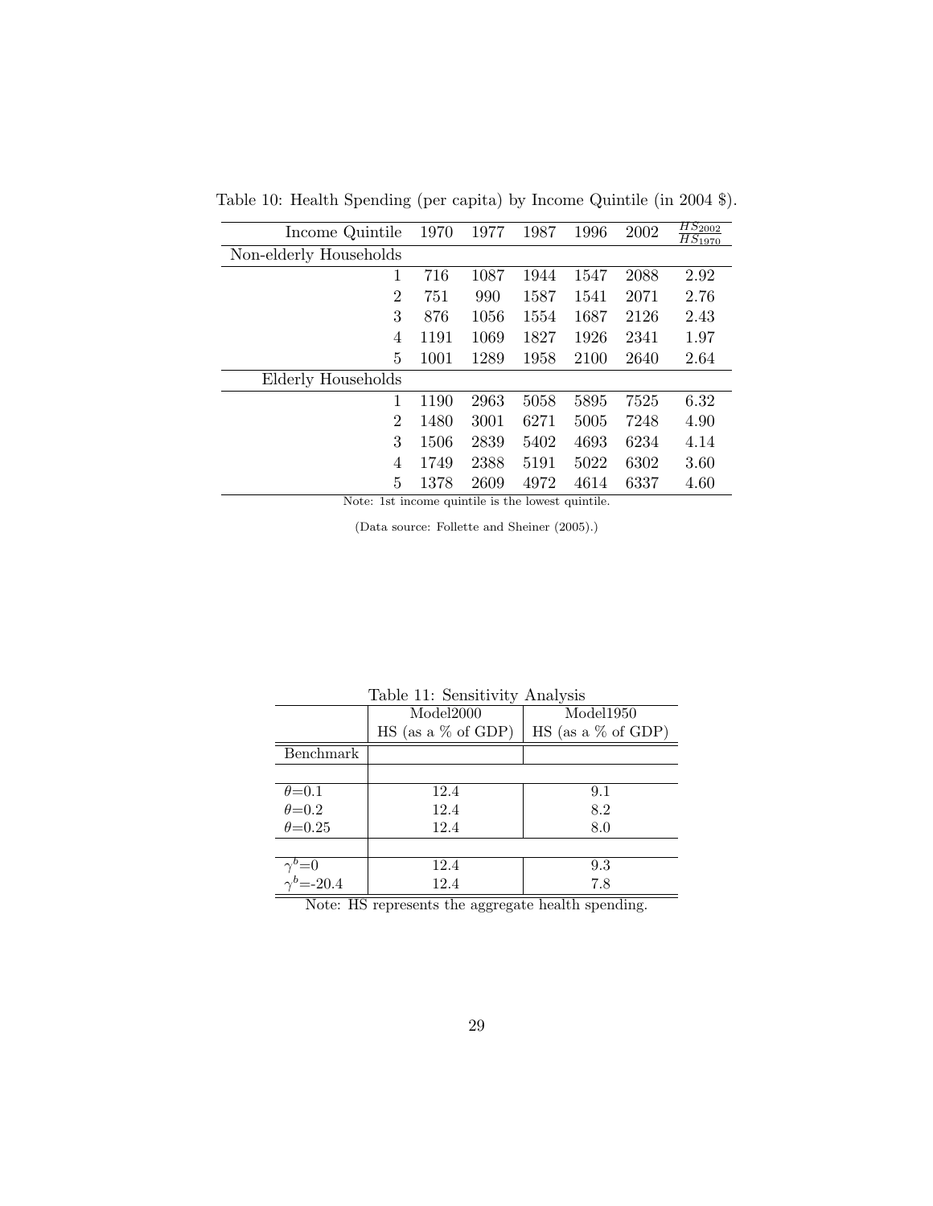Table 10: Health Spending (per capita) by Income Quintile (in 2004 \$).

| Income Quintile | 1970 | 1977 | 1987 | 1996 | 2002 | $\frac{HS_{2002}}{HS_{1970}}$ |
|---|---|---|---|---|---|---|
| Non-elderly Households | | | | | | |
| 1 | 716 | 1087 | 1944 | 1547 | 2088 | 2.92 |
| 2 | 751 | 990 | 1587 | 1541 | 2071 | 2.76 |
| 3 | 876 | 1056 | 1554 | 1687 | 2126 | 2.43 |
| 4 | 1191 | 1069 | 1827 | 1926 | 2341 | 1.97 |
| 5 | 1001 | 1289 | 1958 | 2100 | 2640 | 2.64 |
| Elderly Households | | | | | | |
| 1 | 1190 | 2963 | 5058 | 5895 | 7525 | 6.32 |
| 2 | 1480 | 3001 | 6271 | 5005 | 7248 | 4.90 |
| 3 | 1506 | 2839 | 5402 | 4693 | 6234 | 4.14 |
| 4 | 1749 | 2388 | 5191 | 5022 | 6302 | 3.60 |
| 5 | 1378 | 2609 | 4972 | 4614 | 6337 | 4.60 |

Note: 1st income quintile is the lowest quintile.

(Data source: Follette and Sheiner (2005).)

Table 11: Sensitivity Analysis

| | Model2000 | Model1950 |
|---|---|---|
| | HS (as a % of GDP) | HS (as a % of GDP) |
| Benchmark | | |
| | | |
| $\theta$=0.1 | 12.4 | 9.1 |
| $\theta$=0.2 | 12.4 | 8.2 |
| $\theta$=0.25 | 12.4 | 8.0 |
| | | |
| $\gamma^b$=0 | 12.4 | 9.3 |
| $\gamma^b$=-20.4 | 12.4 | 7.8 |

Note: HS represents the aggregate health spending.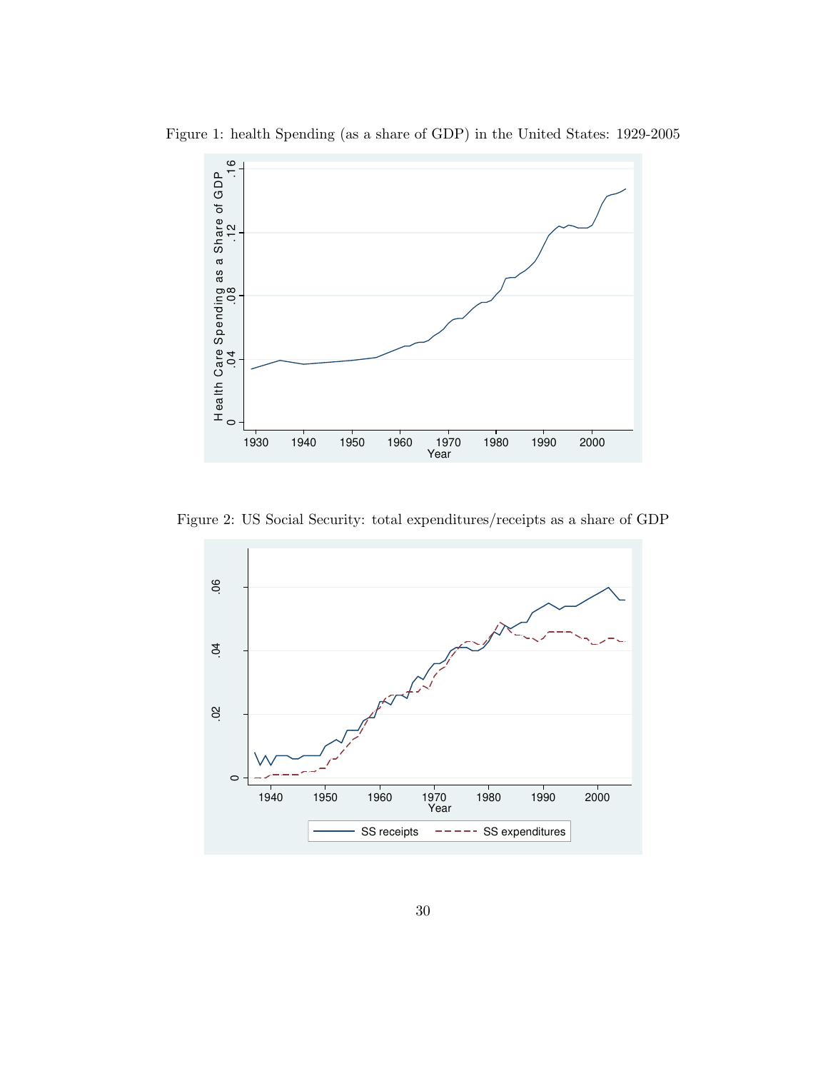Figure 1: health Spending (as a share of GDP) in the United States: 1929-2005

Figure 2: US Social Security: total expenditures/receipts as a share of GDP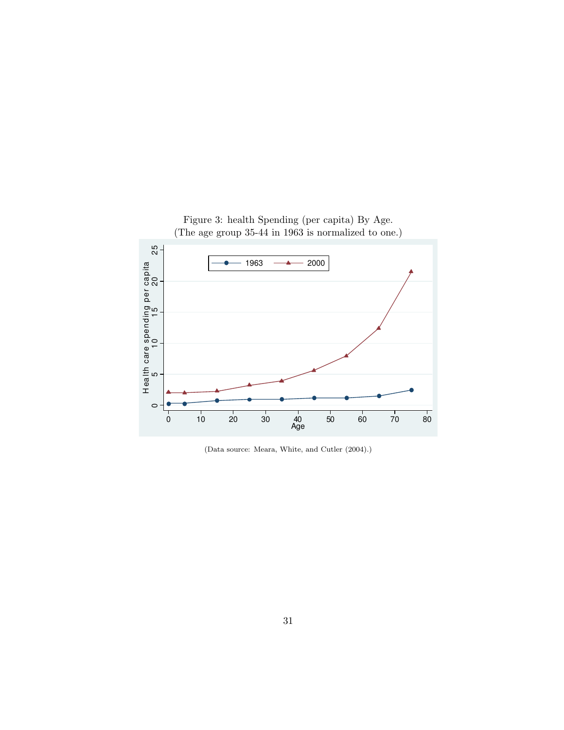Figure 3: health Spending (per capita) By Age.
(The age group 35-44 in 1963 is normalized to one.)

(Data source: Meara, White, and Cutler (2004).)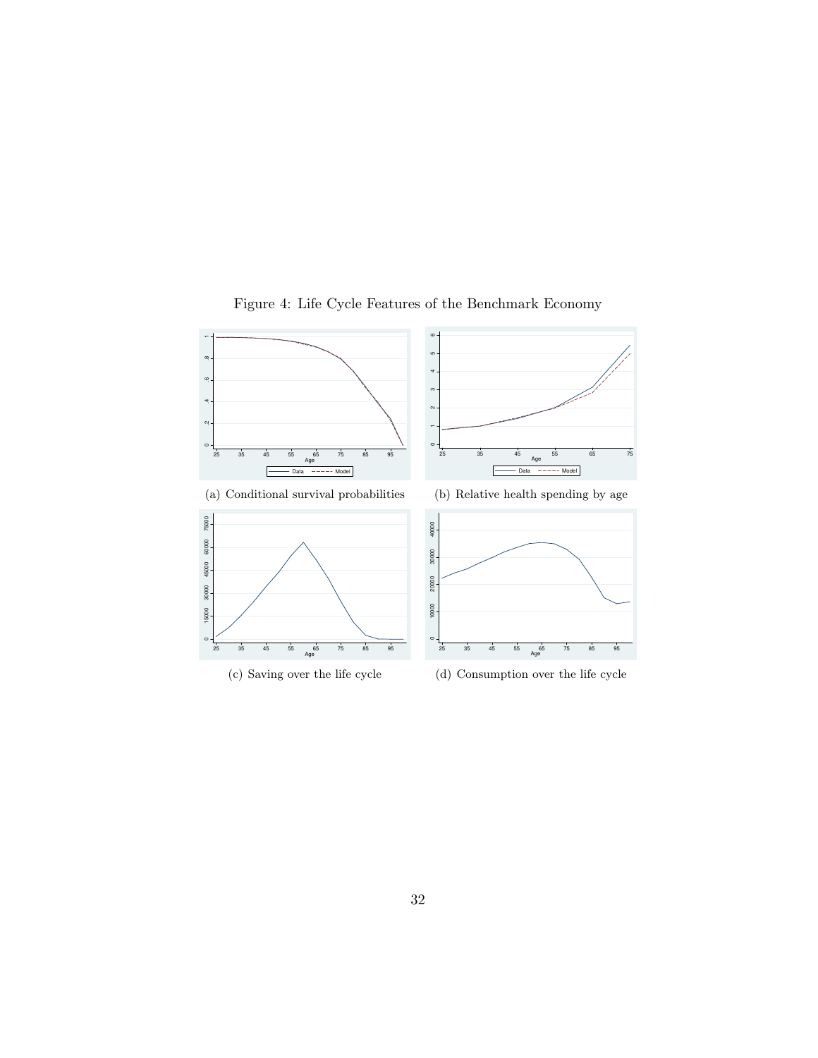Figure 4: Life Cycle Features of the Benchmark Economy

(a) Conditional survival probabilities

(b) Relative health spending by age

(c) Saving over the life cycle

(d) Consumption over the life cycle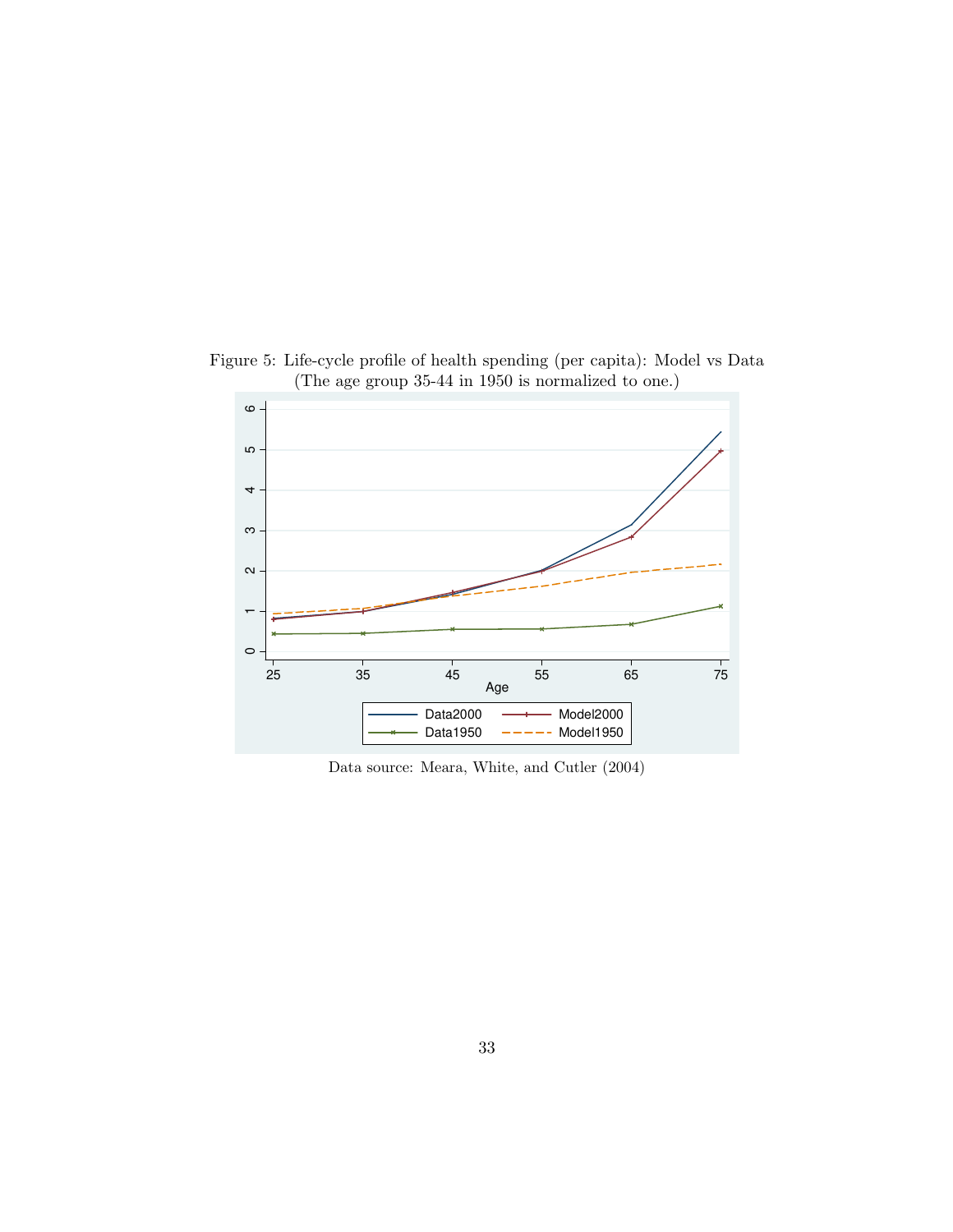Figure 5: Life-cycle profile of health spending (per capita): Model vs Data
(The age group 35-44 in 1950 is normalized to one.)

Data source: Meara, White, and Cutler (2004)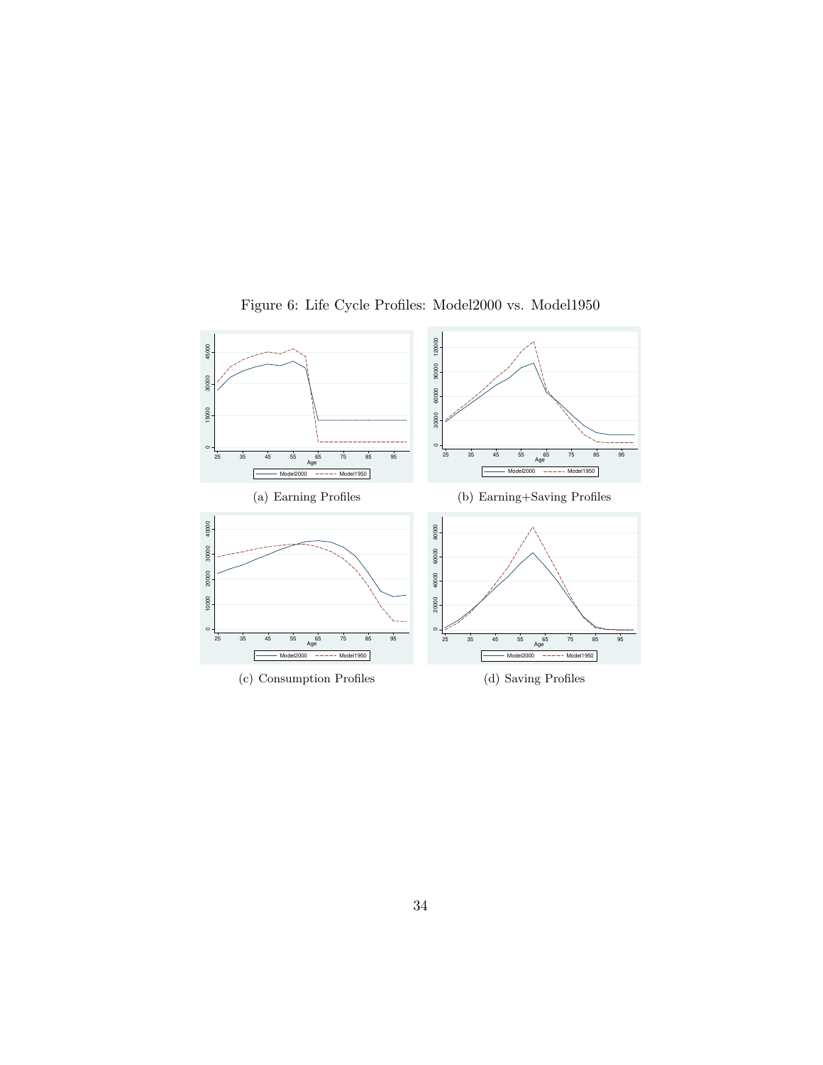Figure 6: Life Cycle Profiles: Model2000 vs. Model1950

0
15000
30000
45000
25 35 45 55 65 75 85 95
Age
Model2000 Model1950

(a) Earning Profiles

0
30000
60000
90000
120000
25 35 45 55 65 75 85 95
Age
Model2000 Model1950

(b) Earning+Saving Profiles

0
10000
20000
30000
40000
25 35 45 55 65 75 85 95
Age
Model2000 Model1950

(c) Consumption Profiles

0
20000
40000
60000
80000
25 35 45 55 65 75 85 95
Age
Model2000 Model1950

(d) Saving Profiles